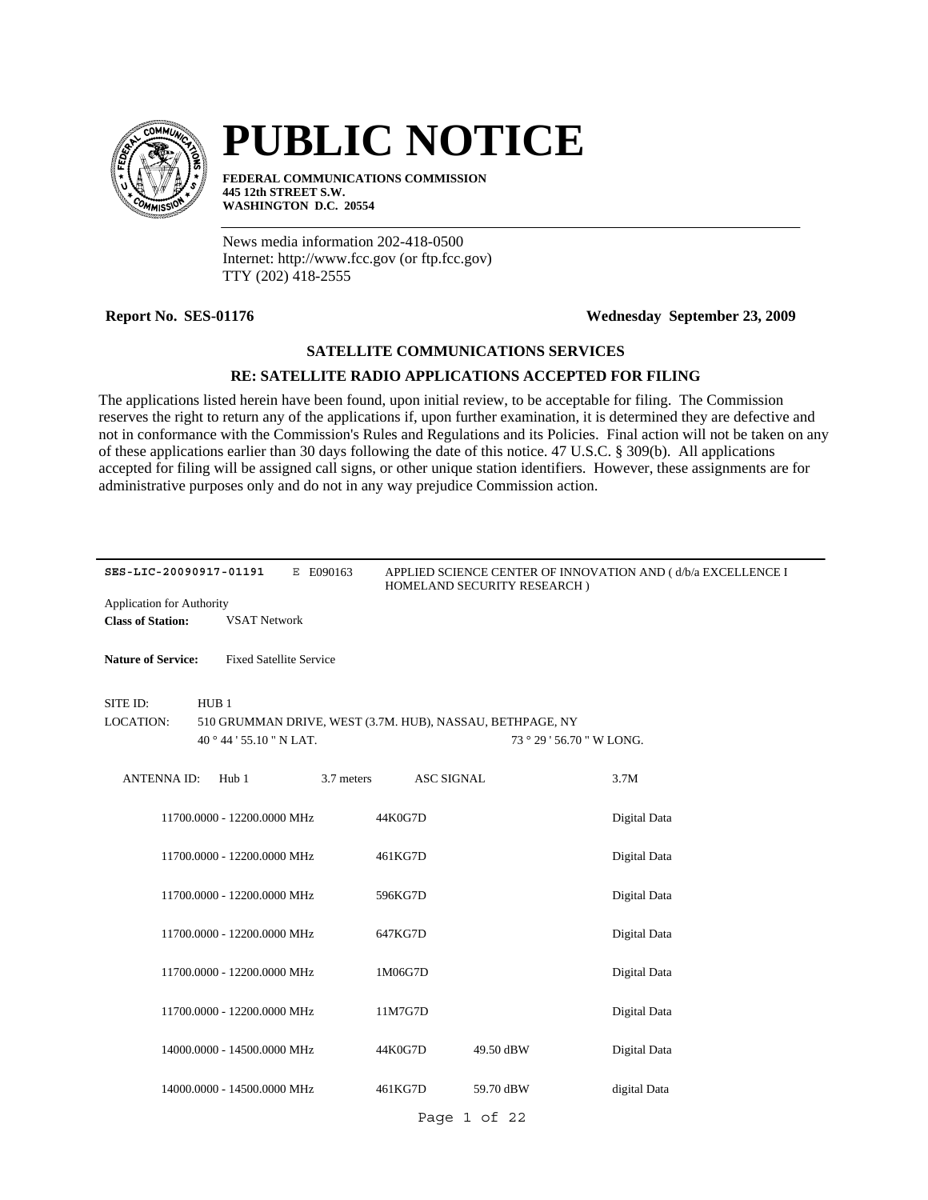# PUBLIC NOTICE

**FEDERAL COMMUNICATIONS COMMISSION**
**445 12th STREET S.W.**
**WASHINGTON D.C. 20554**

News media information 202-418-0500
Internet: http://www.fcc.gov (or ftp.fcc.gov)
TTY (202) 418-2555

**Report No. SES-01176** **Wednesday September 23, 2009**

### SATELLITE COMMUNICATIONS SERVICES

### RE: SATELLITE RADIO APPLICATIONS ACCEPTED FOR FILING

The applications listed herein have been found, upon initial review, to be acceptable for filing. The Commission reserves the right to return any of the applications if, upon further examination, it is determined they are defective and not in conformance with the Commission's Rules and Regulations and its Policies. Final action will not be taken on any of these applications earlier than 30 days following the date of this notice. 47 U.S.C. § 309(b). All applications accepted for filing will be assigned call signs, or other unique station identifiers. However, these assignments are for administrative purposes only and do not in any way prejudice Commission action.

---

**SES-LIC-20090917-01191** E E090163 APPLIED SCIENCE CENTER OF INNOVATION AND ( d/b/a EXCELLENCE I HOMELAND SECURITY RESEARCH )

Application for Authority

**Class of Station:** VSAT Network

**Nature of Service:** Fixed Satellite Service

SITE ID: HUB 1

LOCATION: 510 GRUMMAN DRIVE, WEST (3.7M. HUB), NASSAU, BETHPAGE, NY

40 ° 44 ' 55.10 " N LAT. 73 ° 29 ' 56.70 " W LONG.

ANTENNA ID: Hub 1 3.7 meters ASC SIGNAL 3.7M

| Frequency | Emission | Power | Description |
|---|---|---|---|
| 11700.0000 - 12200.0000 MHz | 44K0G7D | | Digital Data |
| 11700.0000 - 12200.0000 MHz | 461KG7D | | Digital Data |
| 11700.0000 - 12200.0000 MHz | 596KG7D | | Digital Data |
| 11700.0000 - 12200.0000 MHz | 647KG7D | | Digital Data |
| 11700.0000 - 12200.0000 MHz | 1M06G7D | | Digital Data |
| 11700.0000 - 12200.0000 MHz | 11M7G7D | | Digital Data |
| 14000.0000 - 14500.0000 MHz | 44K0G7D | 49.50 dBW | Digital Data |
| 14000.0000 - 14500.0000 MHz | 461KG7D | 59.70 dBW | digital Data |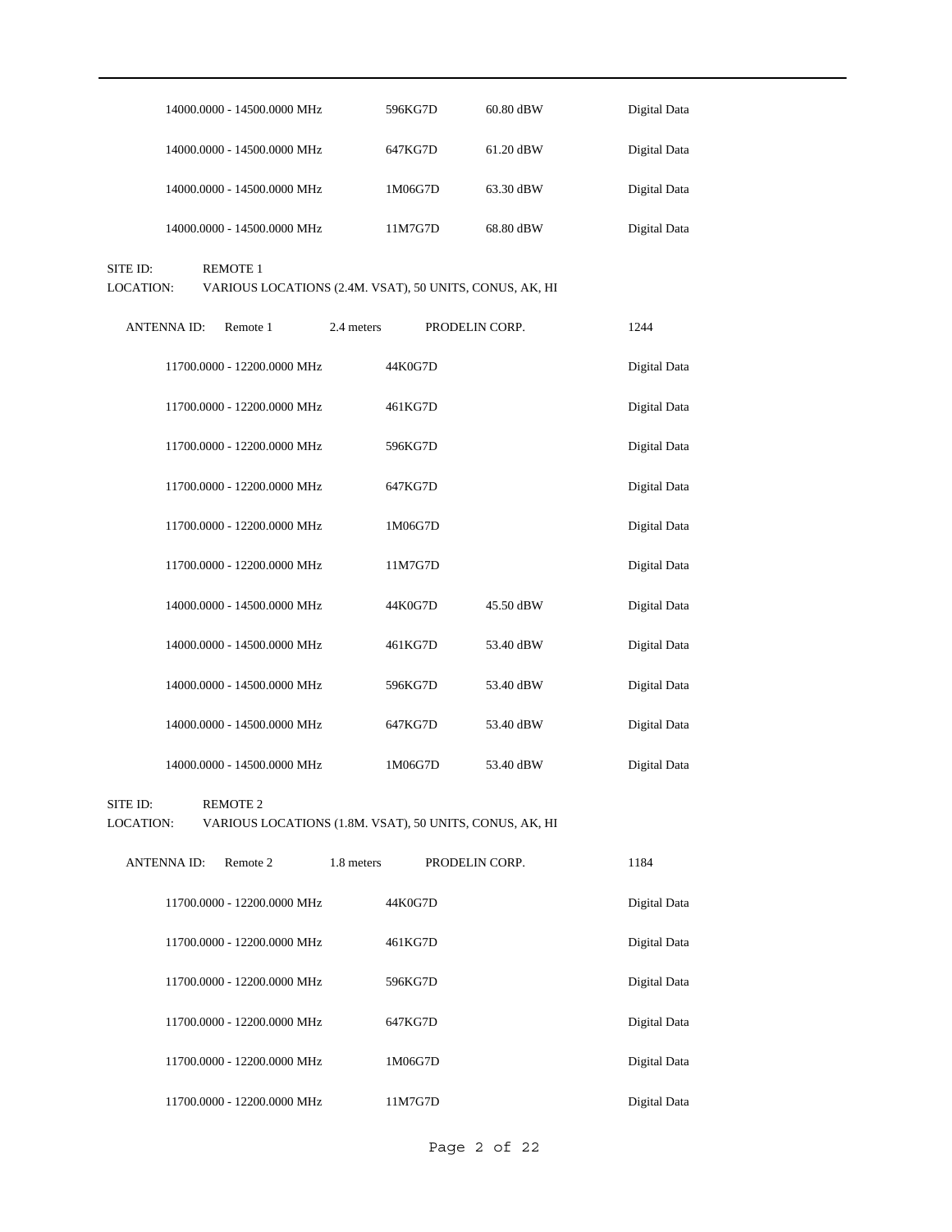| | | | |
|---|---|---|---|
| 14000.0000 - 14500.0000 MHz | 596KG7D | 60.80 dBW | Digital Data |
| 14000.0000 - 14500.0000 MHz | 647KG7D | 61.20 dBW | Digital Data |
| 14000.0000 - 14500.0000 MHz | 1M06G7D | 63.30 dBW | Digital Data |
| 14000.0000 - 14500.0000 MHz | 11M7G7D | 68.80 dBW | Digital Data |

SITE ID: REMOTE 1
LOCATION: VARIOUS LOCATIONS (2.4M. VSAT), 50 UNITS, CONUS, AK, HI

ANTENNA ID: Remote 1 2.4 meters PRODELIN CORP. 1244

| | | | |
|---|---|---|---|
| 11700.0000 - 12200.0000 MHz | 44K0G7D | | Digital Data |
| 11700.0000 - 12200.0000 MHz | 461KG7D | | Digital Data |
| 11700.0000 - 12200.0000 MHz | 596KG7D | | Digital Data |
| 11700.0000 - 12200.0000 MHz | 647KG7D | | Digital Data |
| 11700.0000 - 12200.0000 MHz | 1M06G7D | | Digital Data |
| 11700.0000 - 12200.0000 MHz | 11M7G7D | | Digital Data |
| 14000.0000 - 14500.0000 MHz | 44K0G7D | 45.50 dBW | Digital Data |
| 14000.0000 - 14500.0000 MHz | 461KG7D | 53.40 dBW | Digital Data |
| 14000.0000 - 14500.0000 MHz | 596KG7D | 53.40 dBW | Digital Data |
| 14000.0000 - 14500.0000 MHz | 647KG7D | 53.40 dBW | Digital Data |
| 14000.0000 - 14500.0000 MHz | 1M06G7D | 53.40 dBW | Digital Data |

SITE ID: REMOTE 2
LOCATION: VARIOUS LOCATIONS (1.8M. VSAT), 50 UNITS, CONUS, AK, HI

ANTENNA ID: Remote 2 1.8 meters PRODELIN CORP. 1184

| | | | |
|---|---|---|---|
| 11700.0000 - 12200.0000 MHz | 44K0G7D | | Digital Data |
| 11700.0000 - 12200.0000 MHz | 461KG7D | | Digital Data |
| 11700.0000 - 12200.0000 MHz | 596KG7D | | Digital Data |
| 11700.0000 - 12200.0000 MHz | 647KG7D | | Digital Data |
| 11700.0000 - 12200.0000 MHz | 1M06G7D | | Digital Data |
| 11700.0000 - 12200.0000 MHz | 11M7G7D | | Digital Data |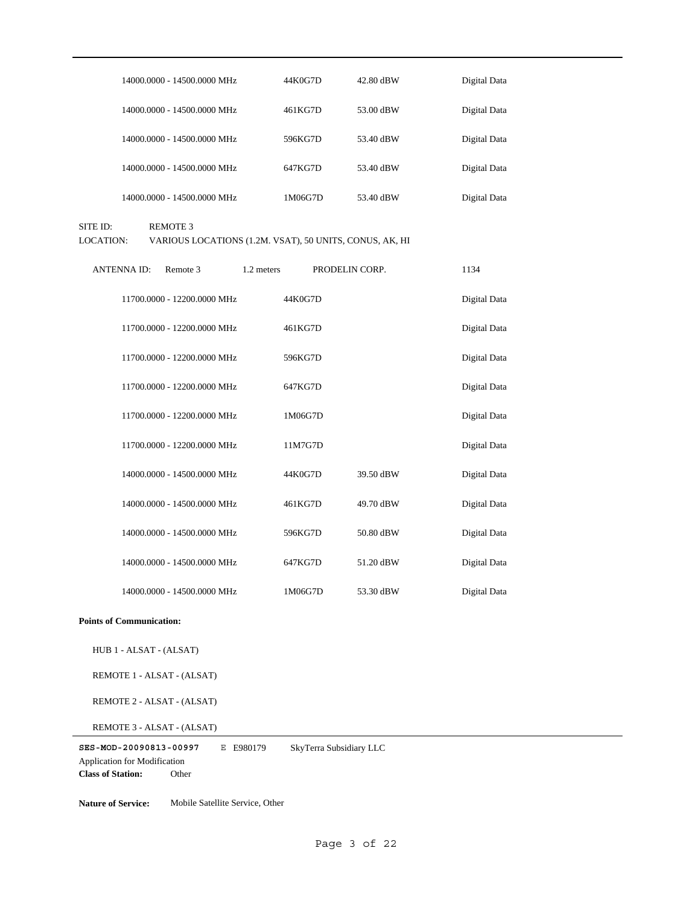| | | | |
|---|---|---|---|
| 14000.0000 - 14500.0000 MHz | 44K0G7D | 42.80 dBW | Digital Data |
| 14000.0000 - 14500.0000 MHz | 461KG7D | 53.00 dBW | Digital Data |
| 14000.0000 - 14500.0000 MHz | 596KG7D | 53.40 dBW | Digital Data |
| 14000.0000 - 14500.0000 MHz | 647KG7D | 53.40 dBW | Digital Data |
| 14000.0000 - 14500.0000 MHz | 1M06G7D | 53.40 dBW | Digital Data |

SITE ID: REMOTE 3
LOCATION: VARIOUS LOCATIONS (1.2M. VSAT), 50 UNITS, CONUS, AK, HI

ANTENNA ID: Remote 3 1.2 meters PRODELIN CORP. 1134

| | | | |
|---|---|---|---|
| 11700.0000 - 12200.0000 MHz | 44K0G7D | | Digital Data |
| 11700.0000 - 12200.0000 MHz | 461KG7D | | Digital Data |
| 11700.0000 - 12200.0000 MHz | 596KG7D | | Digital Data |
| 11700.0000 - 12200.0000 MHz | 647KG7D | | Digital Data |
| 11700.0000 - 12200.0000 MHz | 1M06G7D | | Digital Data |
| 11700.0000 - 12200.0000 MHz | 11M7G7D | | Digital Data |
| 14000.0000 - 14500.0000 MHz | 44K0G7D | 39.50 dBW | Digital Data |
| 14000.0000 - 14500.0000 MHz | 461KG7D | 49.70 dBW | Digital Data |
| 14000.0000 - 14500.0000 MHz | 596KG7D | 50.80 dBW | Digital Data |
| 14000.0000 - 14500.0000 MHz | 647KG7D | 51.20 dBW | Digital Data |
| 14000.0000 - 14500.0000 MHz | 1M06G7D | 53.30 dBW | Digital Data |

**Points of Communication:**

HUB 1 - ALSAT - (ALSAT)

REMOTE 1 - ALSAT - (ALSAT)

REMOTE 2 - ALSAT - (ALSAT)

REMOTE 3 - ALSAT - (ALSAT)

---

**SES-MOD-20090813-00997** E E980179 SkyTerra Subsidiary LLC
Application for Modification
**Class of Station:** Other

**Nature of Service:** Mobile Satellite Service, Other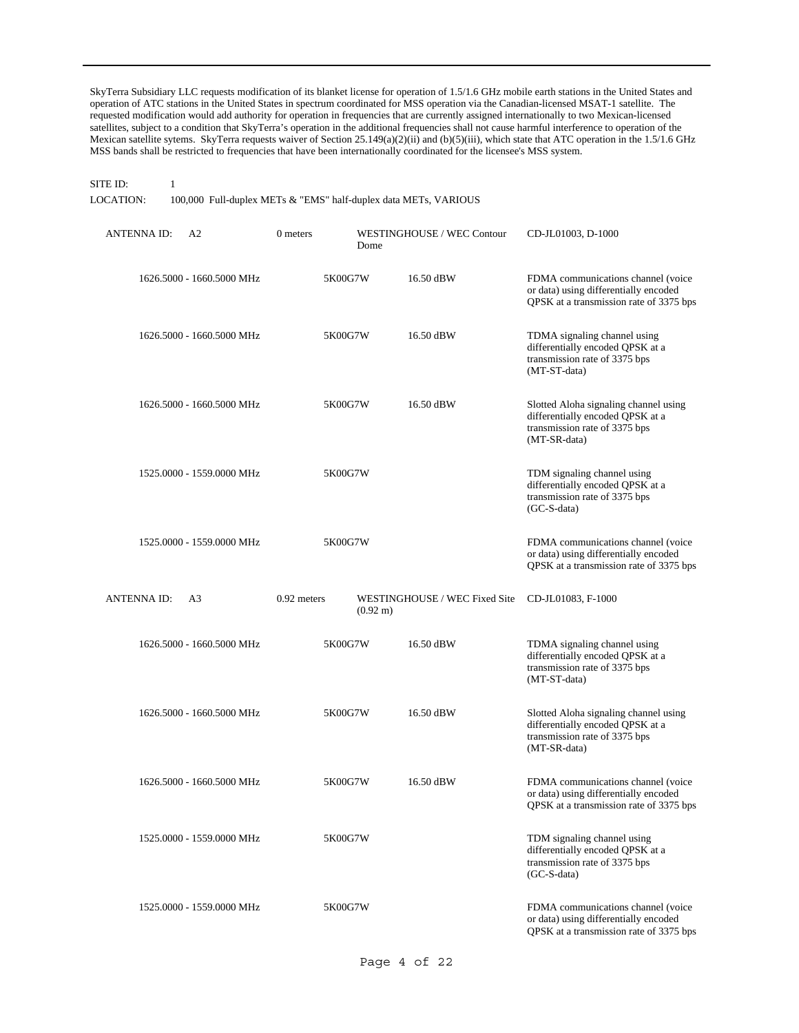SkyTerra Subsidiary LLC requests modification of its blanket license for operation of 1.5/1.6 GHz mobile earth stations in the United States and operation of ATC stations in the United States in spectrum coordinated for MSS operation via the Canadian-licensed MSAT-1 satellite. The requested modification would add authority for operation in frequencies that are currently assigned internationally to two Mexican-licensed satellites, subject to a condition that SkyTerra's operation in the additional frequencies shall not cause harmful interference to operation of the Mexican satellite sytems. SkyTerra requests waiver of Section 25.149(a)(2)(ii) and (b)(5)(iii), which state that ATC operation in the 1.5/1.6 GHz MSS bands shall be restricted to frequencies that have been internationally coordinated for the licensee's MSS system.

SITE ID: 1

LOCATION: 100,000 Full-duplex METs & "EMS" half-duplex data METs, VARIOUS

| ANTENNA ID: A2 | 0 meters | WESTINGHOUSE / WEC Contour Dome | CD-JL01003, D-1000 |
|---|---|---|---|
| 1626.5000 - 1660.5000 MHz | 5K00G7W | 16.50 dBW | FDMA communications channel (voice or data) using differentially encoded QPSK at a transmission rate of 3375 bps |
| 1626.5000 - 1660.5000 MHz | 5K00G7W | 16.50 dBW | TDMA signaling channel using differentially encoded QPSK at a transmission rate of 3375 bps (MT-ST-data) |
| 1626.5000 - 1660.5000 MHz | 5K00G7W | 16.50 dBW | Slotted Aloha signaling channel using differentially encoded QPSK at a transmission rate of 3375 bps (MT-SR-data) |
| 1525.0000 - 1559.0000 MHz | 5K00G7W | | TDM signaling channel using differentially encoded QPSK at a transmission rate of 3375 bps (GC-S-data) |
| 1525.0000 - 1559.0000 MHz | 5K00G7W | | FDMA communications channel (voice or data) using differentially encoded QPSK at a transmission rate of 3375 bps |

| ANTENNA ID: A3 | 0.92 meters | WESTINGHOUSE / WEC Fixed Site (0.92 m) | CD-JL01083, F-1000 |
|---|---|---|---|
| 1626.5000 - 1660.5000 MHz | 5K00G7W | 16.50 dBW | TDMA signaling channel using differentially encoded QPSK at a transmission rate of 3375 bps (MT-ST-data) |
| 1626.5000 - 1660.5000 MHz | 5K00G7W | 16.50 dBW | Slotted Aloha signaling channel using differentially encoded QPSK at a transmission rate of 3375 bps (MT-SR-data) |
| 1626.5000 - 1660.5000 MHz | 5K00G7W | 16.50 dBW | FDMA communications channel (voice or data) using differentially encoded QPSK at a transmission rate of 3375 bps |
| 1525.0000 - 1559.0000 MHz | 5K00G7W | | TDM signaling channel using differentially encoded QPSK at a transmission rate of 3375 bps (GC-S-data) |
| 1525.0000 - 1559.0000 MHz | 5K00G7W | | FDMA communications channel (voice or data) using differentially encoded QPSK at a transmission rate of 3375 bps |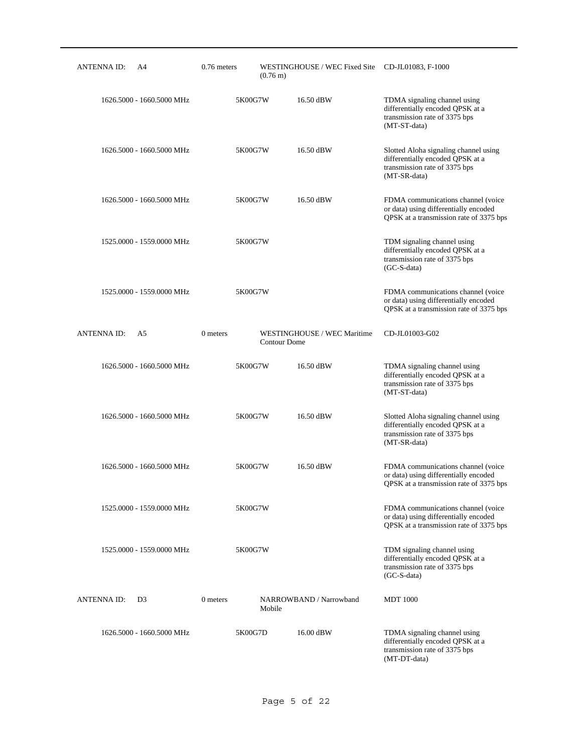| ANTENNA ID: | A4 | 0.76 meters | WESTINGHOUSE / WEC Fixed Site (0.76 m) | CD-JL01083, F-1000 |
|---|---|---|---|---|
| | 1626.5000 - 1660.5000 MHz | 5K00G7W | 16.50 dBW | TDMA signaling channel using differentially encoded QPSK at a transmission rate of 3375 bps (MT-ST-data) |
| | 1626.5000 - 1660.5000 MHz | 5K00G7W | 16.50 dBW | Slotted Aloha signaling channel using differentially encoded QPSK at a transmission rate of 3375 bps (MT-SR-data) |
| | 1626.5000 - 1660.5000 MHz | 5K00G7W | 16.50 dBW | FDMA communications channel (voice or data) using differentially encoded QPSK at a transmission rate of 3375 bps |
| | 1525.0000 - 1559.0000 MHz | 5K00G7W | | TDM signaling channel using differentially encoded QPSK at a transmission rate of 3375 bps (GC-S-data) |
| | 1525.0000 - 1559.0000 MHz | 5K00G7W | | FDMA communications channel (voice or data) using differentially encoded QPSK at a transmission rate of 3375 bps |
| ANTENNA ID: | A5 | 0 meters | WESTINGHOUSE / WEC Maritime Contour Dome | CD-JL01003-G02 |
| | 1626.5000 - 1660.5000 MHz | 5K00G7W | 16.50 dBW | TDMA signaling channel using differentially encoded QPSK at a transmission rate of 3375 bps (MT-ST-data) |
| | 1626.5000 - 1660.5000 MHz | 5K00G7W | 16.50 dBW | Slotted Aloha signaling channel using differentially encoded QPSK at a transmission rate of 3375 bps (MT-SR-data) |
| | 1626.5000 - 1660.5000 MHz | 5K00G7W | 16.50 dBW | FDMA communications channel (voice or data) using differentially encoded QPSK at a transmission rate of 3375 bps |
| | 1525.0000 - 1559.0000 MHz | 5K00G7W | | FDMA communications channel (voice or data) using differentially encoded QPSK at a transmission rate of 3375 bps |
| | 1525.0000 - 1559.0000 MHz | 5K00G7W | | TDM signaling channel using differentially encoded QPSK at a transmission rate of 3375 bps (GC-S-data) |
| ANTENNA ID: | D3 | 0 meters | NARROWBAND / Narrowband Mobile | MDT 1000 |
| | 1626.5000 - 1660.5000 MHz | 5K00G7D | 16.00 dBW | TDMA signaling channel using differentially encoded QPSK at a transmission rate of 3375 bps (MT-DT-data) |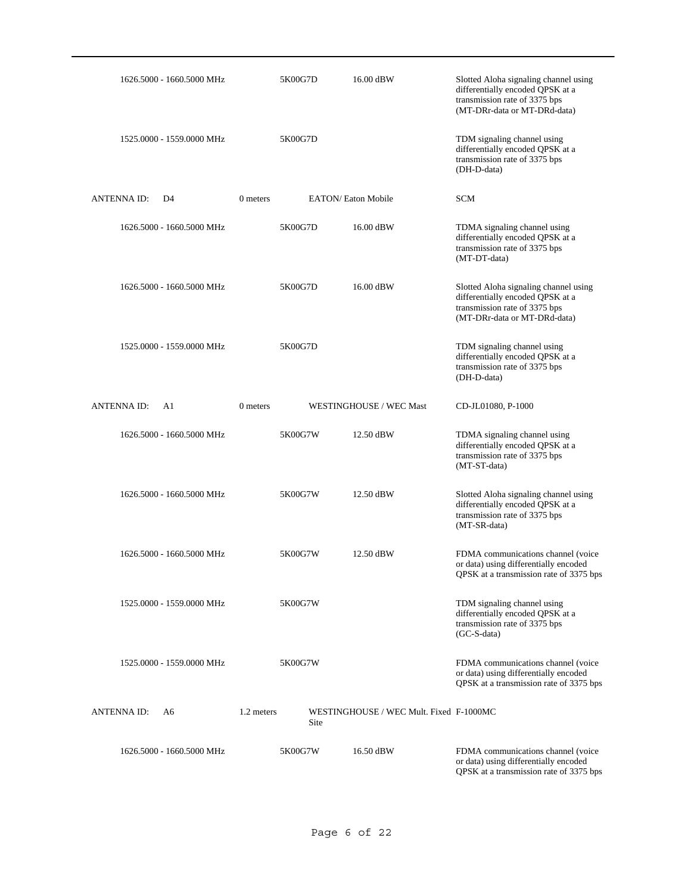| | | | | |
|---|---|---|---|---|
| 1626.5000 - 1660.5000 MHz | | 5K00G7D | 16.00 dBW | Slotted Aloha signaling channel using differentially encoded QPSK at a transmission rate of 3375 bps (MT-DRr-data or MT-DRd-data) |
| 1525.0000 - 1559.0000 MHz | | 5K00G7D | | TDM signaling channel using differentially encoded QPSK at a transmission rate of 3375 bps (DH-D-data) |
| ANTENNA ID: D4 | 0 meters | EATON/ Eaton Mobile | | SCM |
| 1626.5000 - 1660.5000 MHz | | 5K00G7D | 16.00 dBW | TDMA signaling channel using differentially encoded QPSK at a transmission rate of 3375 bps (MT-DT-data) |
| 1626.5000 - 1660.5000 MHz | | 5K00G7D | 16.00 dBW | Slotted Aloha signaling channel using differentially encoded QPSK at a transmission rate of 3375 bps (MT-DRr-data or MT-DRd-data) |
| 1525.0000 - 1559.0000 MHz | | 5K00G7D | | TDM signaling channel using differentially encoded QPSK at a transmission rate of 3375 bps (DH-D-data) |
| ANTENNA ID: A1 | 0 meters | WESTINGHOUSE / WEC Mast | | CD-JL01080, P-1000 |
| 1626.5000 - 1660.5000 MHz | | 5K00G7W | 12.50 dBW | TDMA signaling channel using differentially encoded QPSK at a transmission rate of 3375 bps (MT-ST-data) |
| 1626.5000 - 1660.5000 MHz | | 5K00G7W | 12.50 dBW | Slotted Aloha signaling channel using differentially encoded QPSK at a transmission rate of 3375 bps (MT-SR-data) |
| 1626.5000 - 1660.5000 MHz | | 5K00G7W | 12.50 dBW | FDMA communications channel (voice or data) using differentially encoded QPSK at a transmission rate of 3375 bps |
| 1525.0000 - 1559.0000 MHz | | 5K00G7W | | TDM signaling channel using differentially encoded QPSK at a transmission rate of 3375 bps (GC-S-data) |
| 1525.0000 - 1559.0000 MHz | | 5K00G7W | | FDMA communications channel (voice or data) using differentially encoded QPSK at a transmission rate of 3375 bps |
| ANTENNA ID: A6 | 1.2 meters | WESTINGHOUSE / WEC Mult. Fixed Site | | F-1000MC |
| 1626.5000 - 1660.5000 MHz | | 5K00G7W | 16.50 dBW | FDMA communications channel (voice or data) using differentially encoded QPSK at a transmission rate of 3375 bps |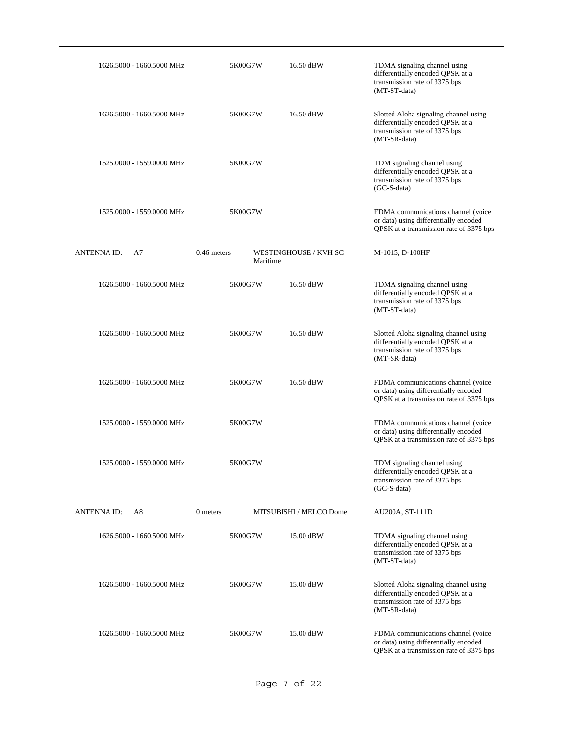| Frequency | Emission | Power | Description |
|---|---|---|---|
| 1626.5000 - 1660.5000 MHz | 5K00G7W | 16.50 dBW | TDMA signaling channel using differentially encoded QPSK at a transmission rate of 3375 bps (MT-ST-data) |
| 1626.5000 - 1660.5000 MHz | 5K00G7W | 16.50 dBW | Slotted Aloha signaling channel using differentially encoded QPSK at a transmission rate of 3375 bps (MT-SR-data) |
| 1525.0000 - 1559.0000 MHz | 5K00G7W | | TDM signaling channel using differentially encoded QPSK at a transmission rate of 3375 bps (GC-S-data) |
| 1525.0000 - 1559.0000 MHz | 5K00G7W | | FDMA communications channel (voice or data) using differentially encoded QPSK at a transmission rate of 3375 bps |

| ANTENNA ID: A7 | 0.46 meters | WESTINGHOUSE / KVH SC Maritime | M-1015, D-100HF |
|---|---|---|---|
| 1626.5000 - 1660.5000 MHz | 5K00G7W | 16.50 dBW | TDMA signaling channel using differentially encoded QPSK at a transmission rate of 3375 bps (MT-ST-data) |
| 1626.5000 - 1660.5000 MHz | 5K00G7W | 16.50 dBW | Slotted Aloha signaling channel using differentially encoded QPSK at a transmission rate of 3375 bps (MT-SR-data) |
| 1626.5000 - 1660.5000 MHz | 5K00G7W | 16.50 dBW | FDMA communications channel (voice or data) using differentially encoded QPSK at a transmission rate of 3375 bps |
| 1525.0000 - 1559.0000 MHz | 5K00G7W | | FDMA communications channel (voice or data) using differentially encoded QPSK at a transmission rate of 3375 bps |
| 1525.0000 - 1559.0000 MHz | 5K00G7W | | TDM signaling channel using differentially encoded QPSK at a transmission rate of 3375 bps (GC-S-data) |

| ANTENNA ID: A8 | 0 meters | MITSUBISHI / MELCO Dome | AU200A, ST-111D |
|---|---|---|---|
| 1626.5000 - 1660.5000 MHz | 5K00G7W | 15.00 dBW | TDMA signaling channel using differentially encoded QPSK at a transmission rate of 3375 bps (MT-ST-data) |
| 1626.5000 - 1660.5000 MHz | 5K00G7W | 15.00 dBW | Slotted Aloha signaling channel using differentially encoded QPSK at a transmission rate of 3375 bps (MT-SR-data) |
| 1626.5000 - 1660.5000 MHz | 5K00G7W | 15.00 dBW | FDMA communications channel (voice or data) using differentially encoded QPSK at a transmission rate of 3375 bps |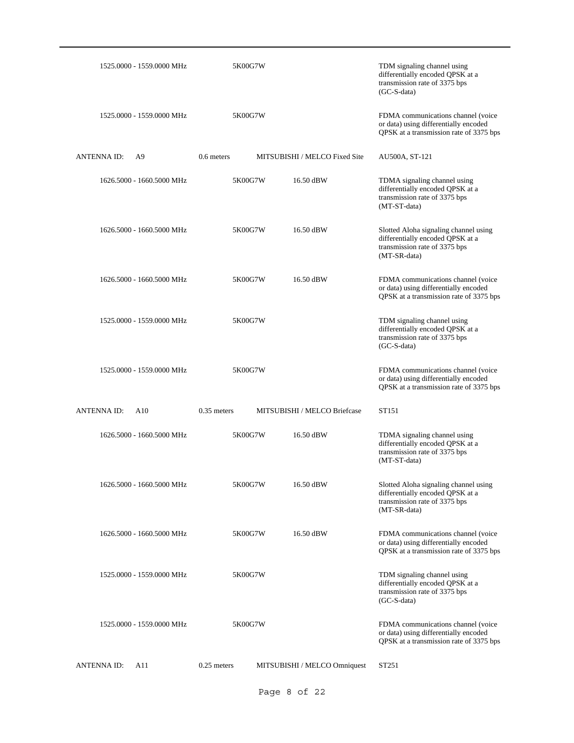| | | | |
|---|---|---|---|
| 1525.0000 - 1559.0000 MHz | 5K00G7W | | TDM signaling channel using differentially encoded QPSK at a transmission rate of 3375 bps (GC-S-data) |
| 1525.0000 - 1559.0000 MHz | 5K00G7W | | FDMA communications channel (voice or data) using differentially encoded QPSK at a transmission rate of 3375 bps |

| ANTENNA ID: A9 | 0.6 meters | MITSUBISHI / MELCO Fixed Site | AU500A, ST-121 |
|---|---|---|---|
| 1626.5000 - 1660.5000 MHz | 5K00G7W | 16.50 dBW | TDMA signaling channel using differentially encoded QPSK at a transmission rate of 3375 bps (MT-ST-data) |
| 1626.5000 - 1660.5000 MHz | 5K00G7W | 16.50 dBW | Slotted Aloha signaling channel using differentially encoded QPSK at a transmission rate of 3375 bps (MT-SR-data) |
| 1626.5000 - 1660.5000 MHz | 5K00G7W | 16.50 dBW | FDMA communications channel (voice or data) using differentially encoded QPSK at a transmission rate of 3375 bps |
| 1525.0000 - 1559.0000 MHz | 5K00G7W | | TDM signaling channel using differentially encoded QPSK at a transmission rate of 3375 bps (GC-S-data) |
| 1525.0000 - 1559.0000 MHz | 5K00G7W | | FDMA communications channel (voice or data) using differentially encoded QPSK at a transmission rate of 3375 bps |

| ANTENNA ID: A10 | 0.35 meters | MITSUBISHI / MELCO Briefcase | ST151 |
|---|---|---|---|
| 1626.5000 - 1660.5000 MHz | 5K00G7W | 16.50 dBW | TDMA signaling channel using differentially encoded QPSK at a transmission rate of 3375 bps (MT-ST-data) |
| 1626.5000 - 1660.5000 MHz | 5K00G7W | 16.50 dBW | Slotted Aloha signaling channel using differentially encoded QPSK at a transmission rate of 3375 bps (MT-SR-data) |
| 1626.5000 - 1660.5000 MHz | 5K00G7W | 16.50 dBW | FDMA communications channel (voice or data) using differentially encoded QPSK at a transmission rate of 3375 bps |
| 1525.0000 - 1559.0000 MHz | 5K00G7W | | TDM signaling channel using differentially encoded QPSK at a transmission rate of 3375 bps (GC-S-data) |
| 1525.0000 - 1559.0000 MHz | 5K00G7W | | FDMA communications channel (voice or data) using differentially encoded QPSK at a transmission rate of 3375 bps |

| ANTENNA ID: A11 | 0.25 meters | MITSUBISHI / MELCO Omniquest | ST251 |
|---|---|---|---|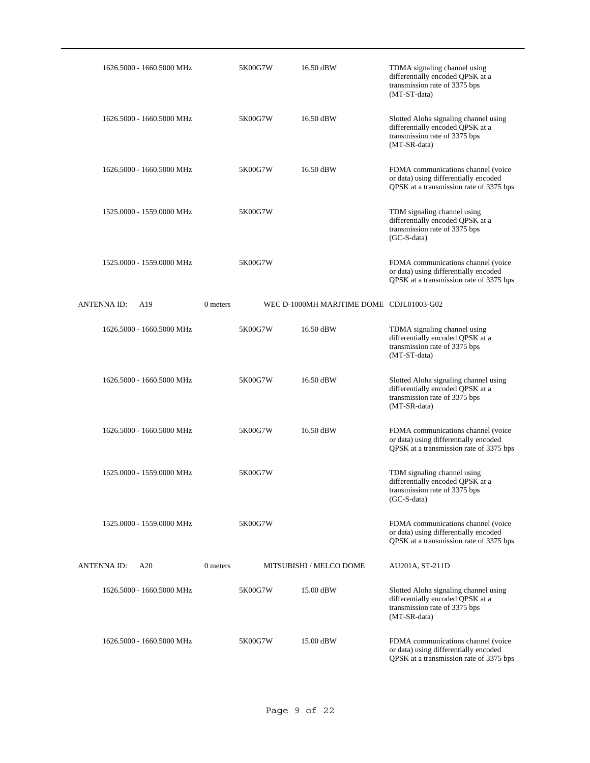| | | | | |
|---|---|---|---|---|
| 1626.5000 - 1660.5000 MHz | | 5K00G7W | 16.50 dBW | TDMA signaling channel using differentially encoded QPSK at a transmission rate of 3375 bps (MT-ST-data) |
| 1626.5000 - 1660.5000 MHz | | 5K00G7W | 16.50 dBW | Slotted Aloha signaling channel using differentially encoded QPSK at a transmission rate of 3375 bps (MT-SR-data) |
| 1626.5000 - 1660.5000 MHz | | 5K00G7W | 16.50 dBW | FDMA communications channel (voice or data) using differentially encoded QPSK at a transmission rate of 3375 bps |
| 1525.0000 - 1559.0000 MHz | | 5K00G7W | | TDM signaling channel using differentially encoded QPSK at a transmission rate of 3375 bps (GC-S-data) |
| 1525.0000 - 1559.0000 MHz | | 5K00G7W | | FDMA communications channel (voice or data) using differentially encoded QPSK at a transmission rate of 3375 bps |
| ANTENNA ID: A19 | 0 meters | WEC D-1000MH MARITIME DOME | | CDJL01003-G02 |
| 1626.5000 - 1660.5000 MHz | | 5K00G7W | 16.50 dBW | TDMA signaling channel using differentially encoded QPSK at a transmission rate of 3375 bps (MT-ST-data) |
| 1626.5000 - 1660.5000 MHz | | 5K00G7W | 16.50 dBW | Slotted Aloha signaling channel using differentially encoded QPSK at a transmission rate of 3375 bps (MT-SR-data) |
| 1626.5000 - 1660.5000 MHz | | 5K00G7W | 16.50 dBW | FDMA communications channel (voice or data) using differentially encoded QPSK at a transmission rate of 3375 bps |
| 1525.0000 - 1559.0000 MHz | | 5K00G7W | | TDM signaling channel using differentially encoded QPSK at a transmission rate of 3375 bps (GC-S-data) |
| 1525.0000 - 1559.0000 MHz | | 5K00G7W | | FDMA communications channel (voice or data) using differentially encoded QPSK at a transmission rate of 3375 bps |
| ANTENNA ID: A20 | 0 meters | MITSUBISHI / MELCO DOME | | AU201A, ST-211D |
| 1626.5000 - 1660.5000 MHz | | 5K00G7W | 15.00 dBW | Slotted Aloha signaling channel using differentially encoded QPSK at a transmission rate of 3375 bps (MT-SR-data) |
| 1626.5000 - 1660.5000 MHz | | 5K00G7W | 15.00 dBW | FDMA communications channel (voice or data) using differentially encoded QPSK at a transmission rate of 3375 bps |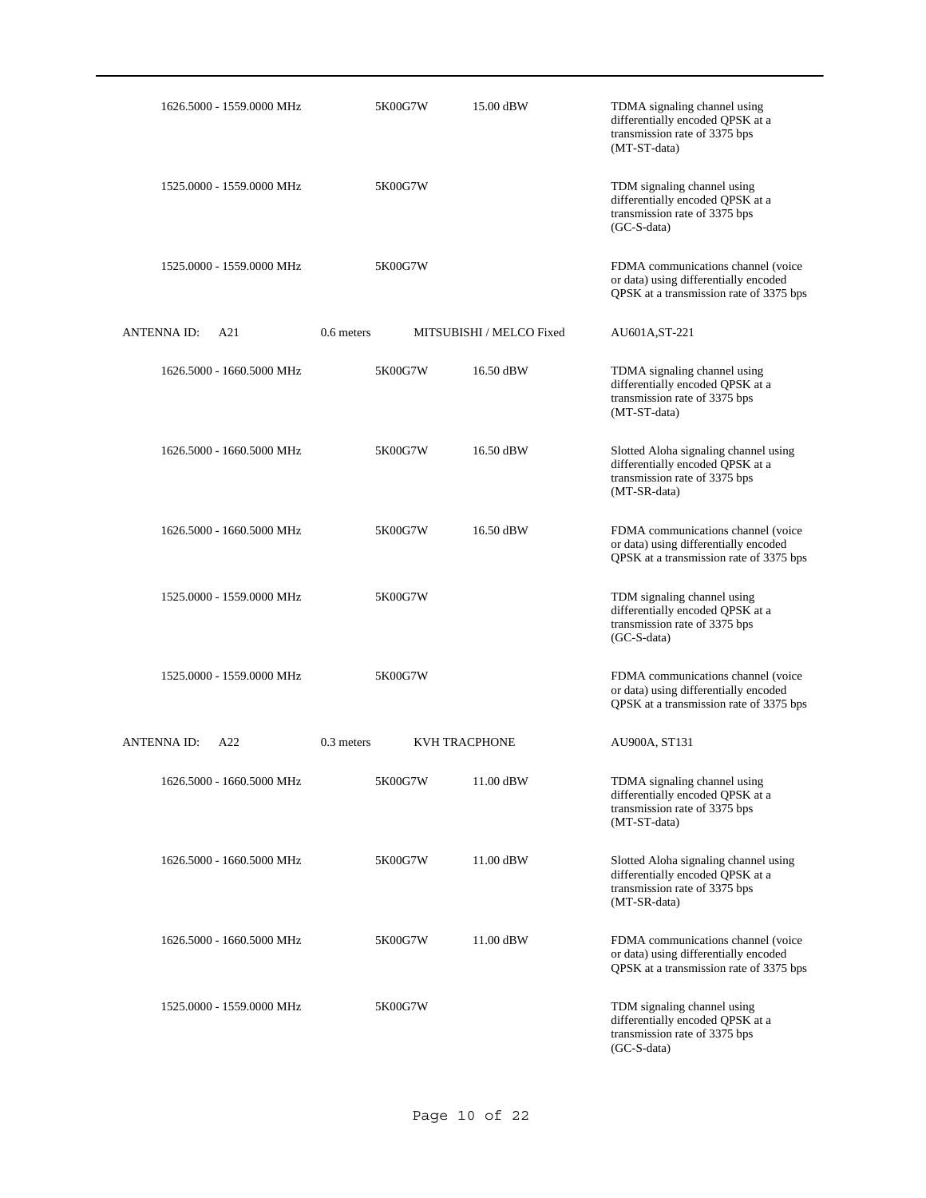| | | | |
|---|---|---|---|
| 1626.5000 - 1559.0000 MHz | 5K00G7W | 15.00 dBW | TDMA signaling channel using differentially encoded QPSK at a transmission rate of 3375 bps (MT-ST-data) |
| 1525.0000 - 1559.0000 MHz | 5K00G7W | | TDM signaling channel using differentially encoded QPSK at a transmission rate of 3375 bps (GC-S-data) |
| 1525.0000 - 1559.0000 MHz | 5K00G7W | | FDMA communications channel (voice or data) using differentially encoded QPSK at a transmission rate of 3375 bps |

| ANTENNA ID: A21 | 0.6 meters | MITSUBISHI / MELCO Fixed | AU601A,ST-221 |
|---|---|---|---|
| 1626.5000 - 1660.5000 MHz | 5K00G7W | 16.50 dBW | TDMA signaling channel using differentially encoded QPSK at a transmission rate of 3375 bps (MT-ST-data) |
| 1626.5000 - 1660.5000 MHz | 5K00G7W | 16.50 dBW | Slotted Aloha signaling channel using differentially encoded QPSK at a transmission rate of 3375 bps (MT-SR-data) |
| 1626.5000 - 1660.5000 MHz | 5K00G7W | 16.50 dBW | FDMA communications channel (voice or data) using differentially encoded QPSK at a transmission rate of 3375 bps |
| 1525.0000 - 1559.0000 MHz | 5K00G7W | | TDM signaling channel using differentially encoded QPSK at a transmission rate of 3375 bps (GC-S-data) |
| 1525.0000 - 1559.0000 MHz | 5K00G7W | | FDMA communications channel (voice or data) using differentially encoded QPSK at a transmission rate of 3375 bps |

| ANTENNA ID: A22 | 0.3 meters | KVH TRACPHONE | AU900A, ST131 |
|---|---|---|---|
| 1626.5000 - 1660.5000 MHz | 5K00G7W | 11.00 dBW | TDMA signaling channel using differentially encoded QPSK at a transmission rate of 3375 bps (MT-ST-data) |
| 1626.5000 - 1660.5000 MHz | 5K00G7W | 11.00 dBW | Slotted Aloha signaling channel using differentially encoded QPSK at a transmission rate of 3375 bps (MT-SR-data) |
| 1626.5000 - 1660.5000 MHz | 5K00G7W | 11.00 dBW | FDMA communications channel (voice or data) using differentially encoded QPSK at a transmission rate of 3375 bps |
| 1525.0000 - 1559.0000 MHz | 5K00G7W | | TDM signaling channel using differentially encoded QPSK at a transmission rate of 3375 bps (GC-S-data) |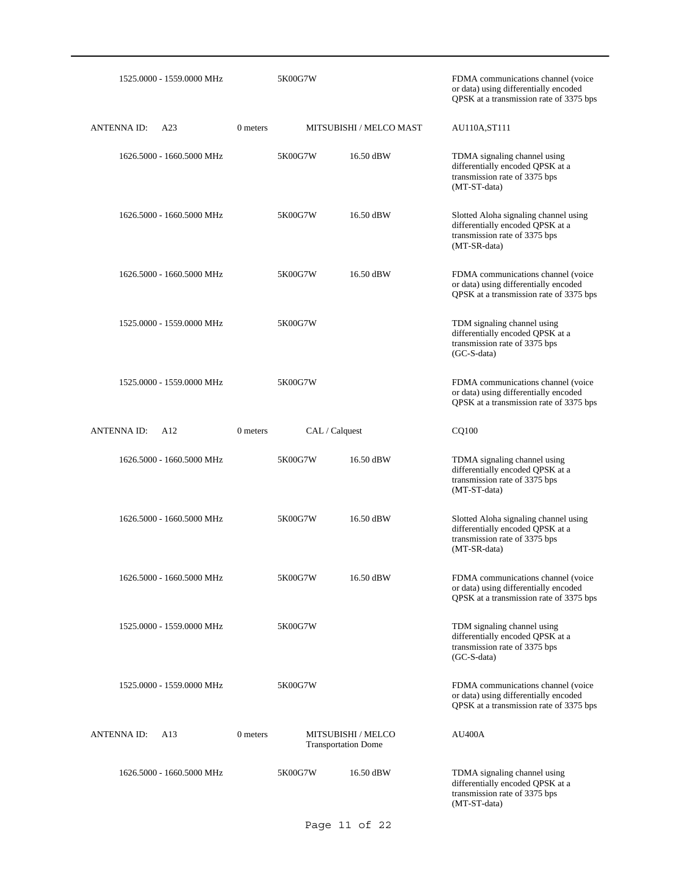| | | | | |
|---|---|---|---|---|
| 1525.0000 - 1559.0000 MHz | | 5K00G7W | | FDMA communications channel (voice or data) using differentially encoded QPSK at a transmission rate of 3375 bps |
| ANTENNA ID: A23 | 0 meters | MITSUBISHI / MELCO MAST | | AU110A,ST111 |
| 1626.5000 - 1660.5000 MHz | | 5K00G7W | 16.50 dBW | TDMA signaling channel using differentially encoded QPSK at a transmission rate of 3375 bps (MT-ST-data) |
| 1626.5000 - 1660.5000 MHz | | 5K00G7W | 16.50 dBW | Slotted Aloha signaling channel using differentially encoded QPSK at a transmission rate of 3375 bps (MT-SR-data) |
| 1626.5000 - 1660.5000 MHz | | 5K00G7W | 16.50 dBW | FDMA communications channel (voice or data) using differentially encoded QPSK at a transmission rate of 3375 bps |
| 1525.0000 - 1559.0000 MHz | | 5K00G7W | | TDM signaling channel using differentially encoded QPSK at a transmission rate of 3375 bps (GC-S-data) |
| 1525.0000 - 1559.0000 MHz | | 5K00G7W | | FDMA communications channel (voice or data) using differentially encoded QPSK at a transmission rate of 3375 bps |
| ANTENNA ID: A12 | 0 meters | CAL / Calquest | | CQ100 |
| 1626.5000 - 1660.5000 MHz | | 5K00G7W | 16.50 dBW | TDMA signaling channel using differentially encoded QPSK at a transmission rate of 3375 bps (MT-ST-data) |
| 1626.5000 - 1660.5000 MHz | | 5K00G7W | 16.50 dBW | Slotted Aloha signaling channel using differentially encoded QPSK at a transmission rate of 3375 bps (MT-SR-data) |
| 1626.5000 - 1660.5000 MHz | | 5K00G7W | 16.50 dBW | FDMA communications channel (voice or data) using differentially encoded QPSK at a transmission rate of 3375 bps |
| 1525.0000 - 1559.0000 MHz | | 5K00G7W | | TDM signaling channel using differentially encoded QPSK at a transmission rate of 3375 bps (GC-S-data) |
| 1525.0000 - 1559.0000 MHz | | 5K00G7W | | FDMA communications channel (voice or data) using differentially encoded QPSK at a transmission rate of 3375 bps |
| ANTENNA ID: A13 | 0 meters | MITSUBISHI / MELCO Transportation Dome | | AU400A |
| 1626.5000 - 1660.5000 MHz | | 5K00G7W | 16.50 dBW | TDMA signaling channel using differentially encoded QPSK at a transmission rate of 3375 bps (MT-ST-data) |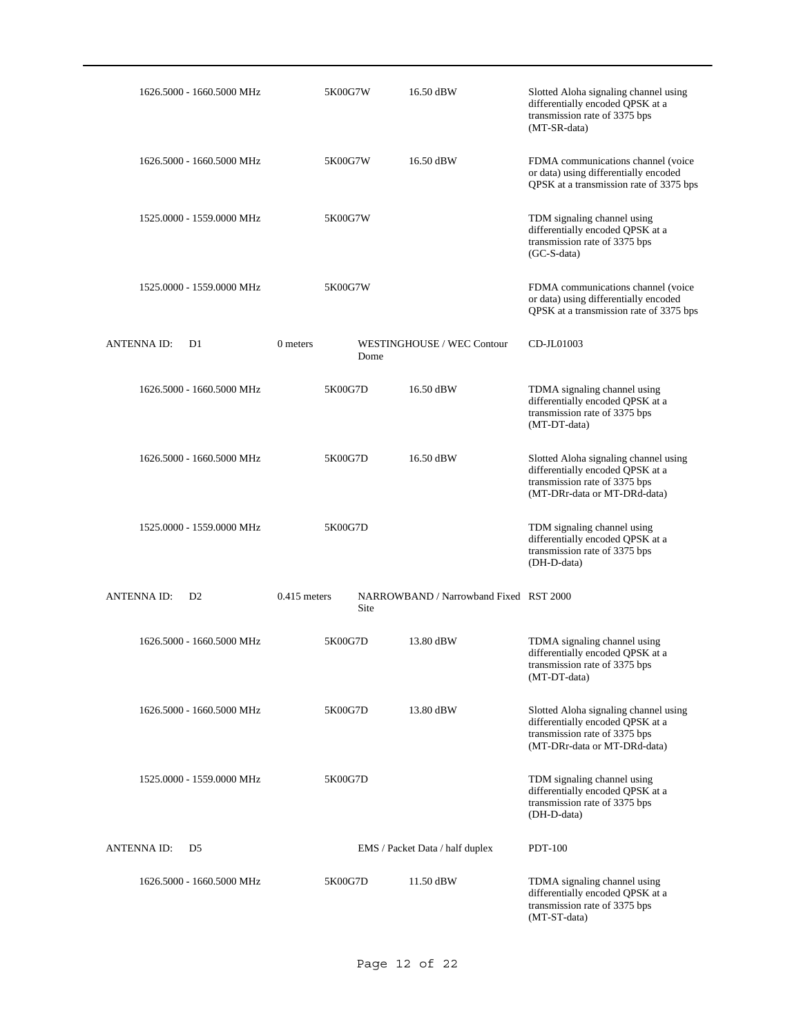| | | | | |
|---|---|---|---|---|
| 1626.5000 - 1660.5000 MHz | | 5K00G7W | 16.50 dBW | Slotted Aloha signaling channel using differentially encoded QPSK at a transmission rate of 3375 bps (MT-SR-data) |
| 1626.5000 - 1660.5000 MHz | | 5K00G7W | 16.50 dBW | FDMA communications channel (voice or data) using differentially encoded QPSK at a transmission rate of 3375 bps |
| 1525.0000 - 1559.0000 MHz | | 5K00G7W | | TDM signaling channel using differentially encoded QPSK at a transmission rate of 3375 bps (GC-S-data) |
| 1525.0000 - 1559.0000 MHz | | 5K00G7W | | FDMA communications channel (voice or data) using differentially encoded QPSK at a transmission rate of 3375 bps |
| ANTENNA ID: D1 | 0 meters | WESTINGHOUSE / WEC Contour Dome | | CD-JL01003 |
| 1626.5000 - 1660.5000 MHz | | 5K00G7D | 16.50 dBW | TDMA signaling channel using differentially encoded QPSK at a transmission rate of 3375 bps (MT-DT-data) |
| 1626.5000 - 1660.5000 MHz | | 5K00G7D | 16.50 dBW | Slotted Aloha signaling channel using differentially encoded QPSK at a transmission rate of 3375 bps (MT-DRr-data or MT-DRd-data) |
| 1525.0000 - 1559.0000 MHz | | 5K00G7D | | TDM signaling channel using differentially encoded QPSK at a transmission rate of 3375 bps (DH-D-data) |
| ANTENNA ID: D2 | 0.415 meters | NARROWBAND / Narrowband Fixed Site | | RST 2000 |
| 1626.5000 - 1660.5000 MHz | | 5K00G7D | 13.80 dBW | TDMA signaling channel using differentially encoded QPSK at a transmission rate of 3375 bps (MT-DT-data) |
| 1626.5000 - 1660.5000 MHz | | 5K00G7D | 13.80 dBW | Slotted Aloha signaling channel using differentially encoded QPSK at a transmission rate of 3375 bps (MT-DRr-data or MT-DRd-data) |
| 1525.0000 - 1559.0000 MHz | | 5K00G7D | | TDM signaling channel using differentially encoded QPSK at a transmission rate of 3375 bps (DH-D-data) |
| ANTENNA ID: D5 | | EMS / Packet Data / half duplex | | PDT-100 |
| 1626.5000 - 1660.5000 MHz | | 5K00G7D | 11.50 dBW | TDMA signaling channel using differentially encoded QPSK at a transmission rate of 3375 bps (MT-ST-data) |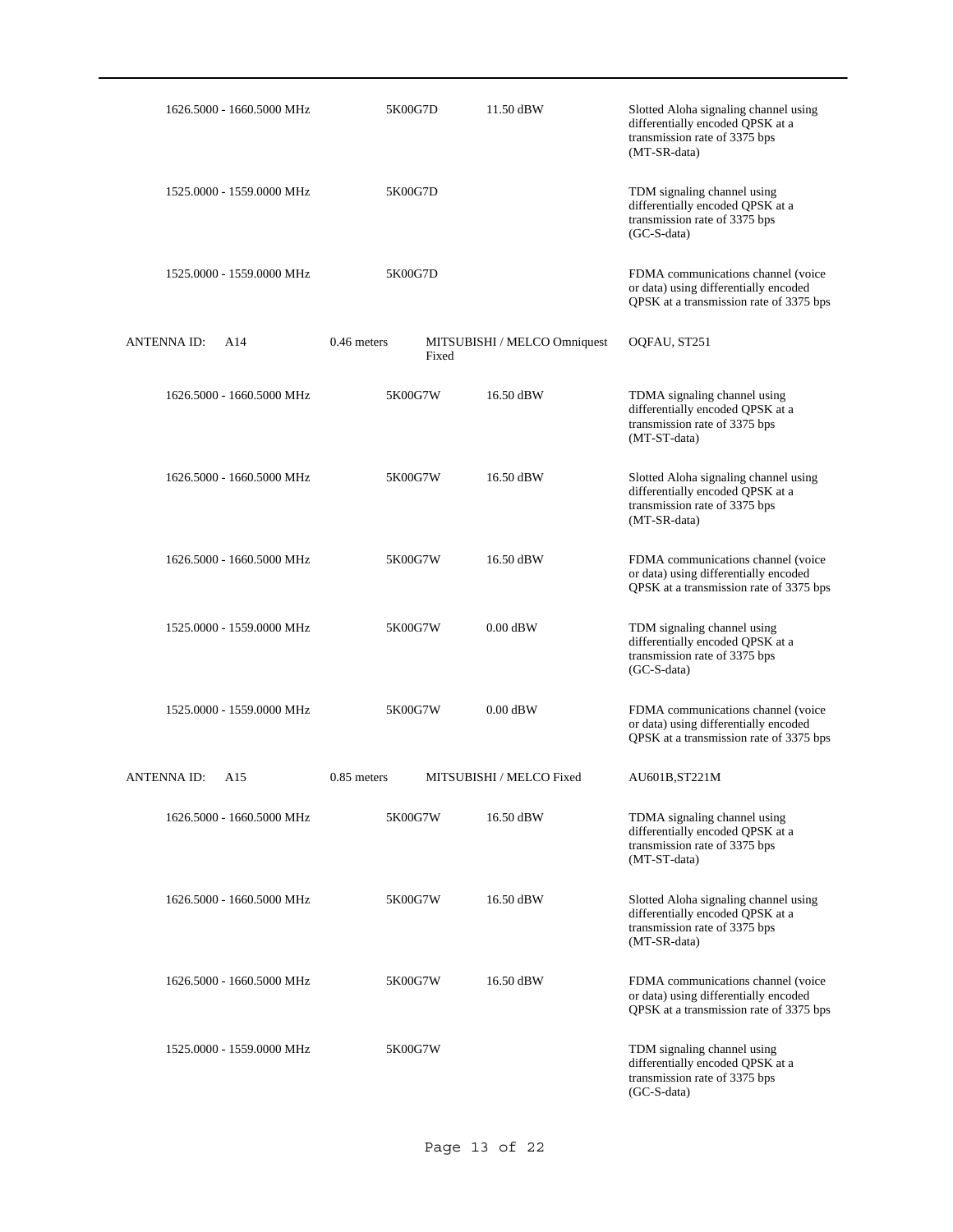| Frequency | Emission | Power | Description |
|---|---|---|---|
| 1626.5000 - 1660.5000 MHz | 5K00G7D | 11.50 dBW | Slotted Aloha signaling channel using differentially encoded QPSK at a transmission rate of 3375 bps (MT-SR-data) |
| 1525.0000 - 1559.0000 MHz | 5K00G7D | | TDM signaling channel using differentially encoded QPSK at a transmission rate of 3375 bps (GC-S-data) |
| 1525.0000 - 1559.0000 MHz | 5K00G7D | | FDMA communications channel (voice or data) using differentially encoded QPSK at a transmission rate of 3375 bps |

| ANTENNA ID: A14 | 0.46 meters | MITSUBISHI / MELCO Omniquest Fixed | OQFAU, ST251 |
|---|---|---|---|
| 1626.5000 - 1660.5000 MHz | 5K00G7W | 16.50 dBW | TDMA signaling channel using differentially encoded QPSK at a transmission rate of 3375 bps (MT-ST-data) |
| 1626.5000 - 1660.5000 MHz | 5K00G7W | 16.50 dBW | Slotted Aloha signaling channel using differentially encoded QPSK at a transmission rate of 3375 bps (MT-SR-data) |
| 1626.5000 - 1660.5000 MHz | 5K00G7W | 16.50 dBW | FDMA communications channel (voice or data) using differentially encoded QPSK at a transmission rate of 3375 bps |
| 1525.0000 - 1559.0000 MHz | 5K00G7W | 0.00 dBW | TDM signaling channel using differentially encoded QPSK at a transmission rate of 3375 bps (GC-S-data) |
| 1525.0000 - 1559.0000 MHz | 5K00G7W | 0.00 dBW | FDMA communications channel (voice or data) using differentially encoded QPSK at a transmission rate of 3375 bps |

| ANTENNA ID: A15 | 0.85 meters | MITSUBISHI / MELCO Fixed | AU601B,ST221M |
|---|---|---|---|
| 1626.5000 - 1660.5000 MHz | 5K00G7W | 16.50 dBW | TDMA signaling channel using differentially encoded QPSK at a transmission rate of 3375 bps (MT-ST-data) |
| 1626.5000 - 1660.5000 MHz | 5K00G7W | 16.50 dBW | Slotted Aloha signaling channel using differentially encoded QPSK at a transmission rate of 3375 bps (MT-SR-data) |
| 1626.5000 - 1660.5000 MHz | 5K00G7W | 16.50 dBW | FDMA communications channel (voice or data) using differentially encoded QPSK at a transmission rate of 3375 bps |
| 1525.0000 - 1559.0000 MHz | 5K00G7W | | TDM signaling channel using differentially encoded QPSK at a transmission rate of 3375 bps (GC-S-data) |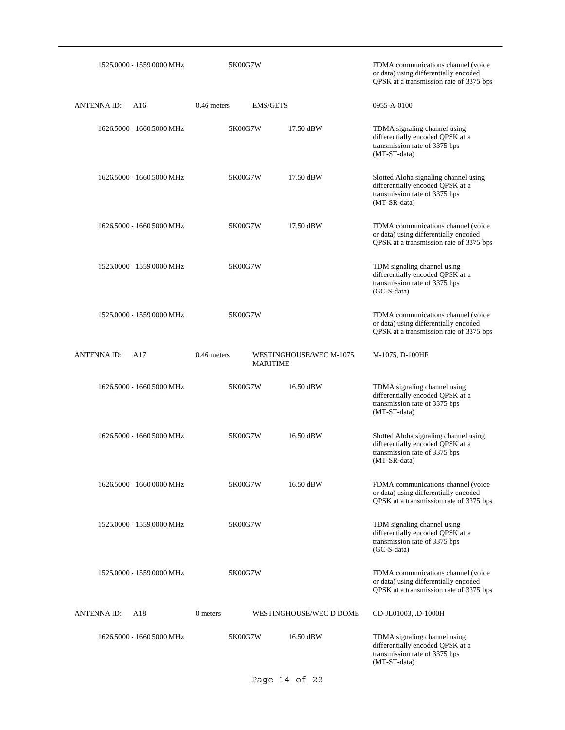| | | | |
|---|---|---|---|
| 1525.0000 - 1559.0000 MHz | 5K00G7W | | FDMA communications channel (voice or data) using differentially encoded QPSK at a transmission rate of 3375 bps |
| ANTENNA ID: A16 | 0.46 meters | EMS/GETS | 0955-A-0100 |
| 1626.5000 - 1660.5000 MHz | 5K00G7W | 17.50 dBW | TDMA signaling channel using differentially encoded QPSK at a transmission rate of 3375 bps (MT-ST-data) |
| 1626.5000 - 1660.5000 MHz | 5K00G7W | 17.50 dBW | Slotted Aloha signaling channel using differentially encoded QPSK at a transmission rate of 3375 bps (MT-SR-data) |
| 1626.5000 - 1660.5000 MHz | 5K00G7W | 17.50 dBW | FDMA communications channel (voice or data) using differentially encoded QPSK at a transmission rate of 3375 bps |
| 1525.0000 - 1559.0000 MHz | 5K00G7W | | TDM signaling channel using differentially encoded QPSK at a transmission rate of 3375 bps (GC-S-data) |
| 1525.0000 - 1559.0000 MHz | 5K00G7W | | FDMA communications channel (voice or data) using differentially encoded QPSK at a transmission rate of 3375 bps |
| ANTENNA ID: A17 | 0.46 meters | WESTINGHOUSE/WEC M-1075 MARITIME | M-1075, D-100HF |
| 1626.5000 - 1660.5000 MHz | 5K00G7W | 16.50 dBW | TDMA signaling channel using differentially encoded QPSK at a transmission rate of 3375 bps (MT-ST-data) |
| 1626.5000 - 1660.5000 MHz | 5K00G7W | 16.50 dBW | Slotted Aloha signaling channel using differentially encoded QPSK at a transmission rate of 3375 bps (MT-SR-data) |
| 1626.5000 - 1660.0000 MHz | 5K00G7W | 16.50 dBW | FDMA communications channel (voice or data) using differentially encoded QPSK at a transmission rate of 3375 bps |
| 1525.0000 - 1559.0000 MHz | 5K00G7W | | TDM signaling channel using differentially encoded QPSK at a transmission rate of 3375 bps (GC-S-data) |
| 1525.0000 - 1559.0000 MHz | 5K00G7W | | FDMA communications channel (voice or data) using differentially encoded QPSK at a transmission rate of 3375 bps |
| ANTENNA ID: A18 | 0 meters | WESTINGHOUSE/WEC D DOME | CD-JL01003, .D-1000H |
| 1626.5000 - 1660.5000 MHz | 5K00G7W | 16.50 dBW | TDMA signaling channel using differentially encoded QPSK at a transmission rate of 3375 bps (MT-ST-data) |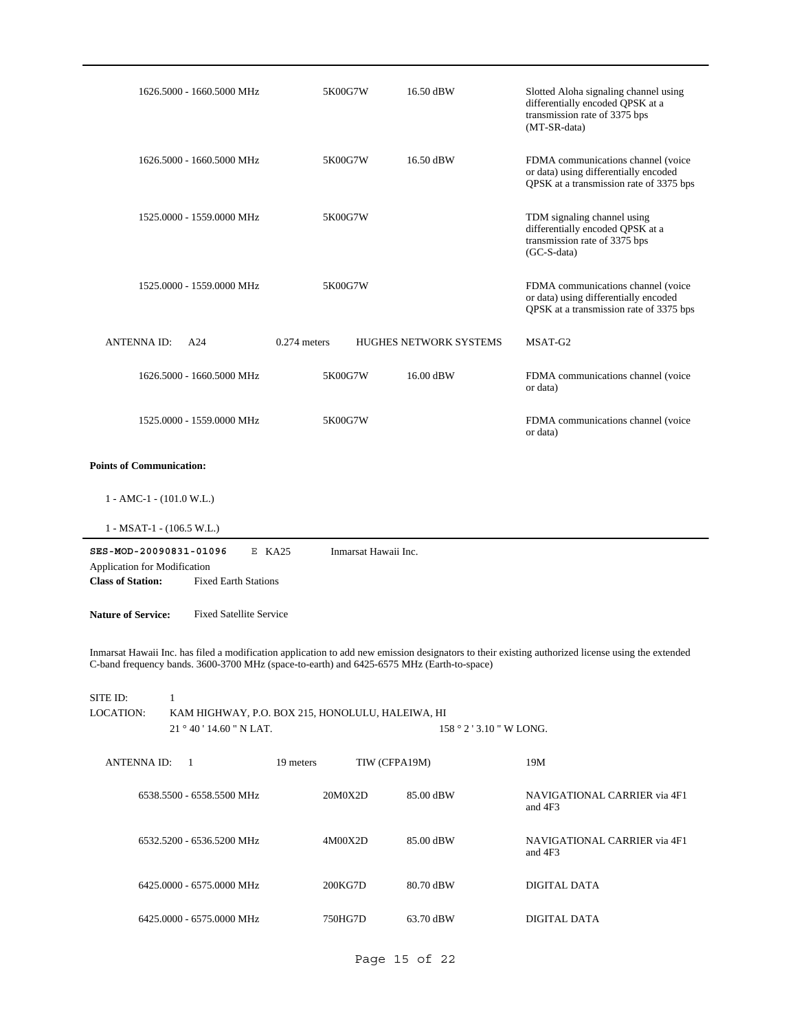| | | | |
|---|---|---|---|
| 1626.5000 - 1660.5000 MHz | 5K00G7W | 16.50 dBW | Slotted Aloha signaling channel using differentially encoded QPSK at a transmission rate of 3375 bps (MT-SR-data) |
| 1626.5000 - 1660.5000 MHz | 5K00G7W | 16.50 dBW | FDMA communications channel (voice or data) using differentially encoded QPSK at a transmission rate of 3375 bps |
| 1525.0000 - 1559.0000 MHz | 5K00G7W | | TDM signaling channel using differentially encoded QPSK at a transmission rate of 3375 bps (GC-S-data) |
| 1525.0000 - 1559.0000 MHz | 5K00G7W | | FDMA communications channel (voice or data) using differentially encoded QPSK at a transmission rate of 3375 bps |

ANTENNA ID: A24 &nbsp;&nbsp; 0.274 meters &nbsp;&nbsp; HUGHES NETWORK SYSTEMS &nbsp;&nbsp; MSAT-G2

| | | | |
|---|---|---|---|
| 1626.5000 - 1660.5000 MHz | 5K00G7W | 16.00 dBW | FDMA communications channel (voice or data) |
| 1525.0000 - 1559.0000 MHz | 5K00G7W | | FDMA communications channel (voice or data) |

**Points of Communication:**

1 - AMC-1 - (101.0 W.L.)

1 - MSAT-1 - (106.5 W.L.)

---

**SES-MOD-20090831-01096** &nbsp;&nbsp; E &nbsp; KA25 &nbsp;&nbsp; Inmarsat Hawaii Inc.

Application for Modification

**Class of Station:** Fixed Earth Stations

**Nature of Service:** Fixed Satellite Service

Inmarsat Hawaii Inc. has filed a modification application to add new emission designators to their existing authorized license using the extended C-band frequency bands. 3600-3700 MHz (space-to-earth) and 6425-6575 MHz (Earth-to-space)

SITE ID: 1

LOCATION: KAM HIGHWAY, P.O. BOX 215, HONOLULU, HALEIWA, HI

21 ° 40 ' 14.60 " N LAT. &nbsp;&nbsp; 158 ° 2 ' 3.10 " W LONG.

ANTENNA ID: 1 &nbsp;&nbsp; 19 meters &nbsp;&nbsp; TIW (CFPA19M) &nbsp;&nbsp; 19M

| | | | |
|---|---|---|---|
| 6538.5500 - 6558.5500 MHz | 20M0X2D | 85.00 dBW | NAVIGATIONAL CARRIER via 4F1 and 4F3 |
| 6532.5200 - 6536.5200 MHz | 4M00X2D | 85.00 dBW | NAVIGATIONAL CARRIER via 4F1 and 4F3 |
| 6425.0000 - 6575.0000 MHz | 200KG7D | 80.70 dBW | DIGITAL DATA |
| 6425.0000 - 6575.0000 MHz | 750HG7D | 63.70 dBW | DIGITAL DATA |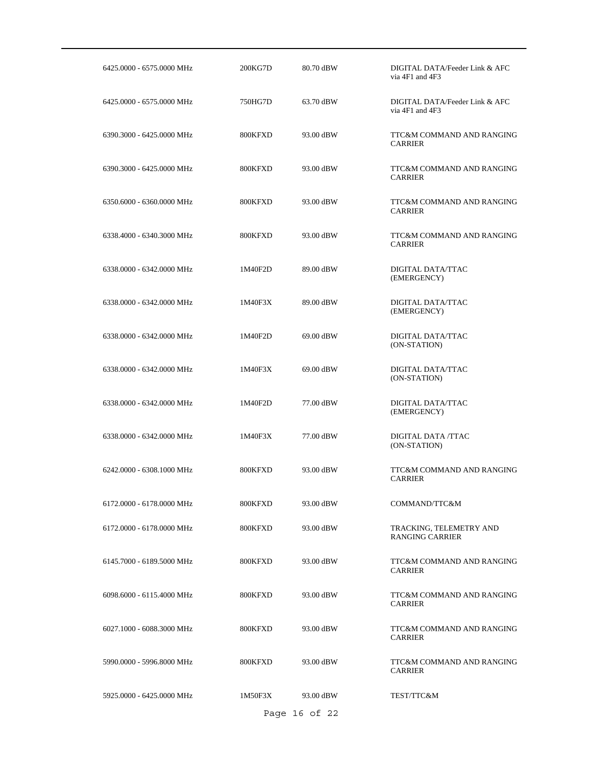| | | | |
|---|---|---|---|
| 6425.0000 - 6575.0000 MHz | 200KG7D | 80.70 dBW | DIGITAL DATA/Feeder Link & AFC via 4F1 and 4F3 |
| 6425.0000 - 6575.0000 MHz | 750HG7D | 63.70 dBW | DIGITAL DATA/Feeder Link & AFC via 4F1 and 4F3 |
| 6390.3000 - 6425.0000 MHz | 800KFXD | 93.00 dBW | TTC&M COMMAND AND RANGING CARRIER |
| 6390.3000 - 6425.0000 MHz | 800KFXD | 93.00 dBW | TTC&M COMMAND AND RANGING CARRIER |
| 6350.6000 - 6360.0000 MHz | 800KFXD | 93.00 dBW | TTC&M COMMAND AND RANGING CARRIER |
| 6338.4000 - 6340.3000 MHz | 800KFXD | 93.00 dBW | TTC&M COMMAND AND RANGING CARRIER |
| 6338.0000 - 6342.0000 MHz | 1M40F2D | 89.00 dBW | DIGITAL DATA/TTAC (EMERGENCY) |
| 6338.0000 - 6342.0000 MHz | 1M40F3X | 89.00 dBW | DIGITAL DATA/TTAC (EMERGENCY) |
| 6338.0000 - 6342.0000 MHz | 1M40F2D | 69.00 dBW | DIGITAL DATA/TTAC (ON-STATION) |
| 6338.0000 - 6342.0000 MHz | 1M40F3X | 69.00 dBW | DIGITAL DATA/TTAC (ON-STATION) |
| 6338.0000 - 6342.0000 MHz | 1M40F2D | 77.00 dBW | DIGITAL DATA/TTAC (EMERGENCY) |
| 6338.0000 - 6342.0000 MHz | 1M40F3X | 77.00 dBW | DIGITAL DATA /TTAC (ON-STATION) |
| 6242.0000 - 6308.1000 MHz | 800KFXD | 93.00 dBW | TTC&M COMMAND AND RANGING CARRIER |
| 6172.0000 - 6178.0000 MHz | 800KFXD | 93.00 dBW | COMMAND/TTC&M |
| 6172.0000 - 6178.0000 MHz | 800KFXD | 93.00 dBW | TRACKING, TELEMETRY AND RANGING CARRIER |
| 6145.7000 - 6189.5000 MHz | 800KFXD | 93.00 dBW | TTC&M COMMAND AND RANGING CARRIER |
| 6098.6000 - 6115.4000 MHz | 800KFXD | 93.00 dBW | TTC&M COMMAND AND RANGING CARRIER |
| 6027.1000 - 6088.3000 MHz | 800KFXD | 93.00 dBW | TTC&M COMMAND AND RANGING CARRIER |
| 5990.0000 - 5996.8000 MHz | 800KFXD | 93.00 dBW | TTC&M COMMAND AND RANGING CARRIER |
| 5925.0000 - 6425.0000 MHz | 1M50F3X | 93.00 dBW | TEST/TTC&M |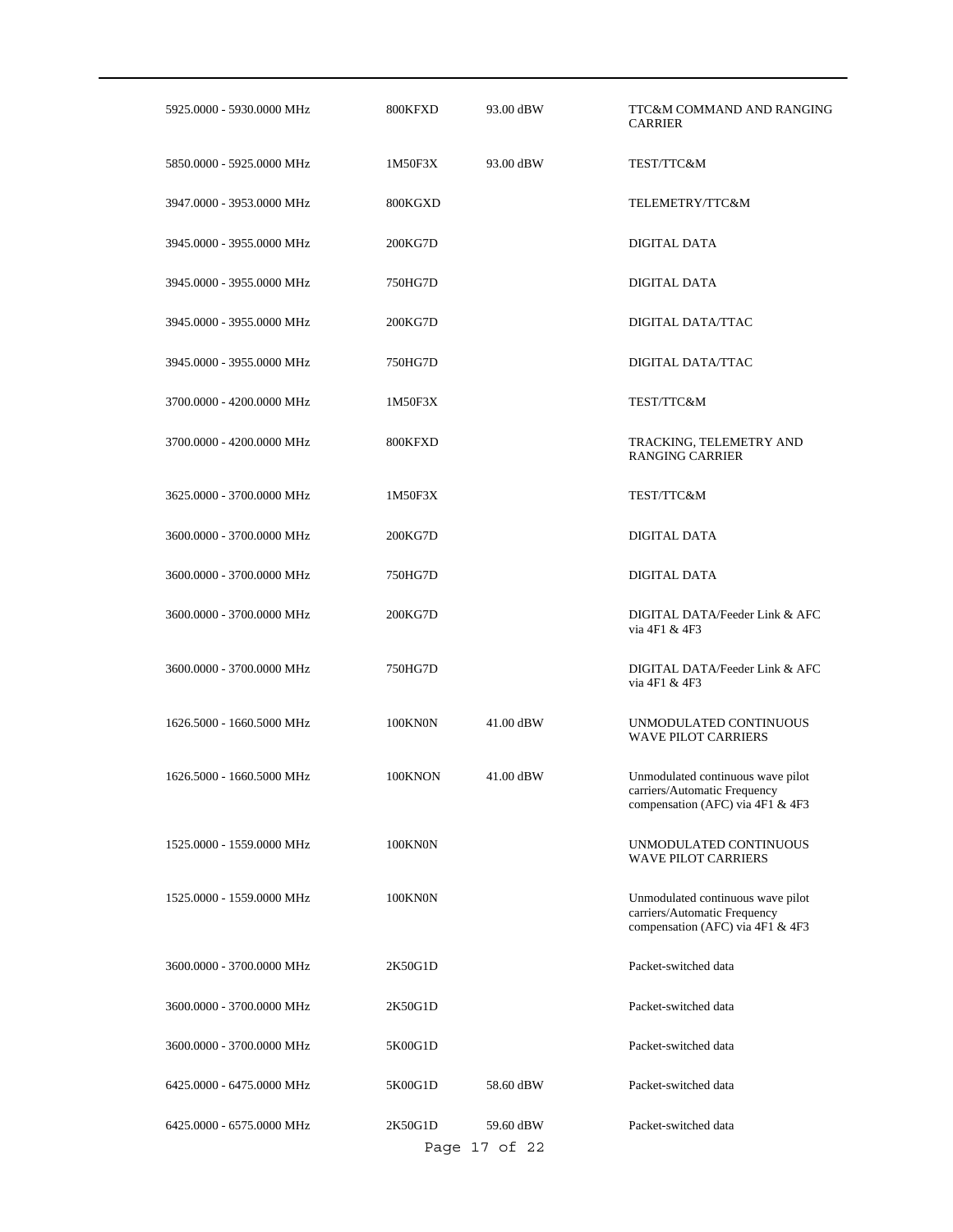| | | | |
|---|---|---|---|
| 5925.0000 - 5930.0000 MHz | 800KFXD | 93.00 dBW | TTC&M COMMAND AND RANGING CARRIER |
| 5850.0000 - 5925.0000 MHz | 1M50F3X | 93.00 dBW | TEST/TTC&M |
| 3947.0000 - 3953.0000 MHz | 800KGXD | | TELEMETRY/TTC&M |
| 3945.0000 - 3955.0000 MHz | 200KG7D | | DIGITAL DATA |
| 3945.0000 - 3955.0000 MHz | 750HG7D | | DIGITAL DATA |
| 3945.0000 - 3955.0000 MHz | 200KG7D | | DIGITAL DATA/TTAC |
| 3945.0000 - 3955.0000 MHz | 750HG7D | | DIGITAL DATA/TTAC |
| 3700.0000 - 4200.0000 MHz | 1M50F3X | | TEST/TTC&M |
| 3700.0000 - 4200.0000 MHz | 800KFXD | | TRACKING, TELEMETRY AND RANGING CARRIER |
| 3625.0000 - 3700.0000 MHz | 1M50F3X | | TEST/TTC&M |
| 3600.0000 - 3700.0000 MHz | 200KG7D | | DIGITAL DATA |
| 3600.0000 - 3700.0000 MHz | 750HG7D | | DIGITAL DATA |
| 3600.0000 - 3700.0000 MHz | 200KG7D | | DIGITAL DATA/Feeder Link & AFC via 4F1 & 4F3 |
| 3600.0000 - 3700.0000 MHz | 750HG7D | | DIGITAL DATA/Feeder Link & AFC via 4F1 & 4F3 |
| 1626.5000 - 1660.5000 MHz | 100KN0N | 41.00 dBW | UNMODULATED CONTINUOUS WAVE PILOT CARRIERS |
| 1626.5000 - 1660.5000 MHz | 100KNON | 41.00 dBW | Unmodulated continuous wave pilot carriers/Automatic Frequency compensation (AFC) via 4F1 & 4F3 |
| 1525.0000 - 1559.0000 MHz | 100KN0N | | UNMODULATED CONTINUOUS WAVE PILOT CARRIERS |
| 1525.0000 - 1559.0000 MHz | 100KN0N | | Unmodulated continuous wave pilot carriers/Automatic Frequency compensation (AFC) via 4F1 & 4F3 |
| 3600.0000 - 3700.0000 MHz | 2K50G1D | | Packet-switched data |
| 3600.0000 - 3700.0000 MHz | 2K50G1D | | Packet-switched data |
| 3600.0000 - 3700.0000 MHz | 5K00G1D | | Packet-switched data |
| 6425.0000 - 6475.0000 MHz | 5K00G1D | 58.60 dBW | Packet-switched data |
| 6425.0000 - 6575.0000 MHz | 2K50G1D | 59.60 dBW | Packet-switched data |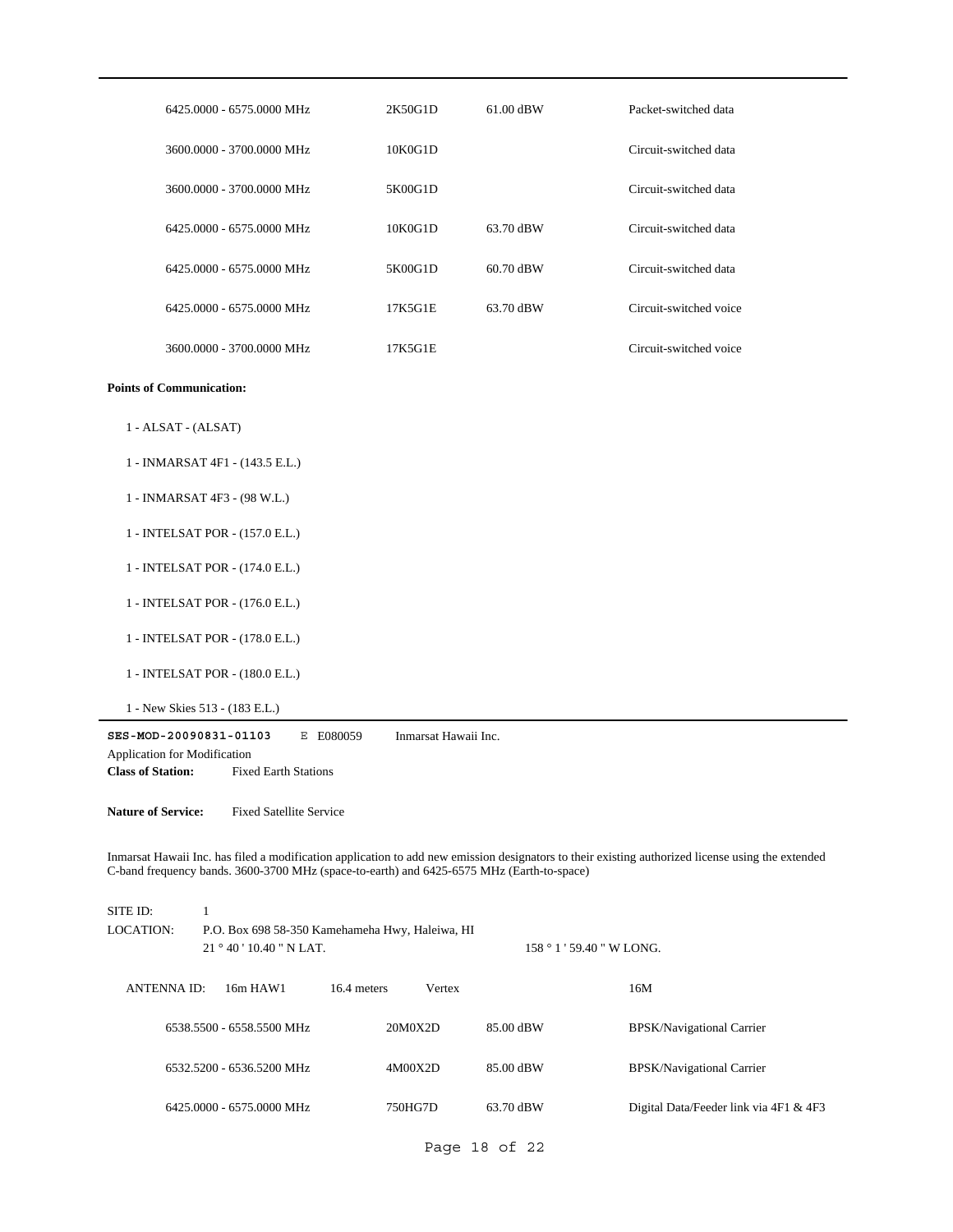| | | | |
|---|---|---|---|
| 6425.0000 - 6575.0000 MHz | 2K50G1D | 61.00 dBW | Packet-switched data |
| 3600.0000 - 3700.0000 MHz | 10K0G1D | | Circuit-switched data |
| 3600.0000 - 3700.0000 MHz | 5K00G1D | | Circuit-switched data |
| 6425.0000 - 6575.0000 MHz | 10K0G1D | 63.70 dBW | Circuit-switched data |
| 6425.0000 - 6575.0000 MHz | 5K00G1D | 60.70 dBW | Circuit-switched data |
| 6425.0000 - 6575.0000 MHz | 17K5G1E | 63.70 dBW | Circuit-switched voice |
| 3600.0000 - 3700.0000 MHz | 17K5G1E | | Circuit-switched voice |

**Points of Communication:**

1 - ALSAT - (ALSAT)

1 - INMARSAT 4F1 - (143.5 E.L.)

1 - INMARSAT 4F3 - (98 W.L.)

1 - INTELSAT POR - (157.0 E.L.)

1 - INTELSAT POR - (174.0 E.L.)

1 - INTELSAT POR - (176.0 E.L.)

1 - INTELSAT POR - (178.0 E.L.)

1 - INTELSAT POR - (180.0 E.L.)

1 - New Skies 513 - (183 E.L.)

---

**SES-MOD-20090831-01103** E E080059 Inmarsat Hawaii Inc.

Application for Modification

**Class of Station:** Fixed Earth Stations

**Nature of Service:** Fixed Satellite Service

Inmarsat Hawaii Inc. has filed a modification application to add new emission designators to their existing authorized license using the extended C-band frequency bands. 3600-3700 MHz (space-to-earth) and 6425-6575 MHz (Earth-to-space)

SITE ID: 1

LOCATION: P.O. Box 698 58-350 Kamehameha Hwy, Haleiwa, HI

21 ° 40 ' 10.40 " N LAT. 158 ° 1 ' 59.40 " W LONG.

ANTENNA ID: 16m HAW1 16.4 meters Vertex 16M

| | | | |
|---|---|---|---|
| 6538.5500 - 6558.5500 MHz | 20M0X2D | 85.00 dBW | BPSK/Navigational Carrier |
| 6532.5200 - 6536.5200 MHz | 4M00X2D | 85.00 dBW | BPSK/Navigational Carrier |
| 6425.0000 - 6575.0000 MHz | 750HG7D | 63.70 dBW | Digital Data/Feeder link via 4F1 & 4F3 |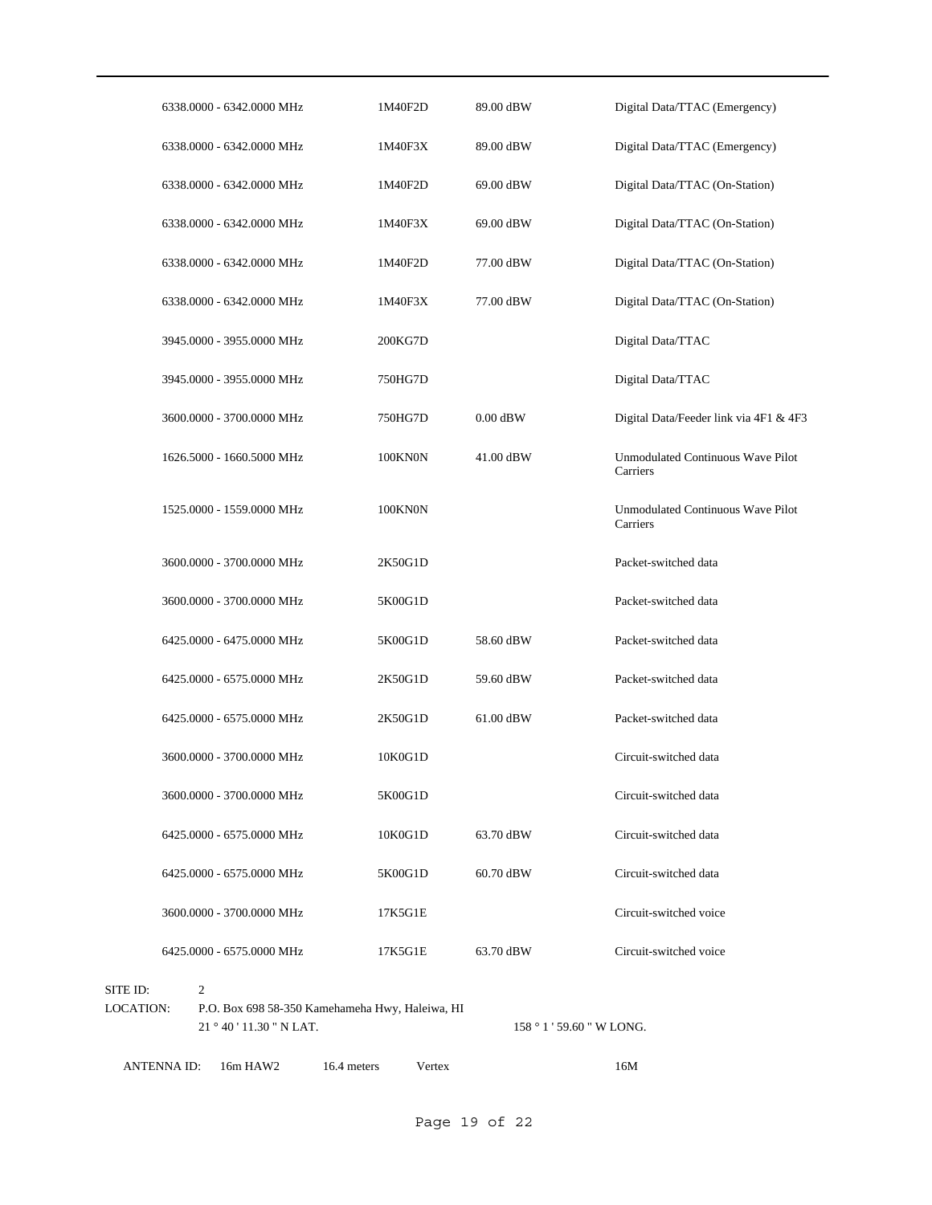| | | | |
|---|---|---|---|
| 6338.0000 - 6342.0000 MHz | 1M40F2D | 89.00 dBW | Digital Data/TTAC (Emergency) |
| 6338.0000 - 6342.0000 MHz | 1M40F3X | 89.00 dBW | Digital Data/TTAC (Emergency) |
| 6338.0000 - 6342.0000 MHz | 1M40F2D | 69.00 dBW | Digital Data/TTAC (On-Station) |
| 6338.0000 - 6342.0000 MHz | 1M40F3X | 69.00 dBW | Digital Data/TTAC (On-Station) |
| 6338.0000 - 6342.0000 MHz | 1M40F2D | 77.00 dBW | Digital Data/TTAC (On-Station) |
| 6338.0000 - 6342.0000 MHz | 1M40F3X | 77.00 dBW | Digital Data/TTAC (On-Station) |
| 3945.0000 - 3955.0000 MHz | 200KG7D | | Digital Data/TTAC |
| 3945.0000 - 3955.0000 MHz | 750HG7D | | Digital Data/TTAC |
| 3600.0000 - 3700.0000 MHz | 750HG7D | 0.00 dBW | Digital Data/Feeder link via 4F1 & 4F3 |
| 1626.5000 - 1660.5000 MHz | 100KN0N | 41.00 dBW | Unmodulated Continuous Wave Pilot Carriers |
| 1525.0000 - 1559.0000 MHz | 100KN0N | | Unmodulated Continuous Wave Pilot Carriers |
| 3600.0000 - 3700.0000 MHz | 2K50G1D | | Packet-switched data |
| 3600.0000 - 3700.0000 MHz | 5K00G1D | | Packet-switched data |
| 6425.0000 - 6475.0000 MHz | 5K00G1D | 58.60 dBW | Packet-switched data |
| 6425.0000 - 6575.0000 MHz | 2K50G1D | 59.60 dBW | Packet-switched data |
| 6425.0000 - 6575.0000 MHz | 2K50G1D | 61.00 dBW | Packet-switched data |
| 3600.0000 - 3700.0000 MHz | 10K0G1D | | Circuit-switched data |
| 3600.0000 - 3700.0000 MHz | 5K00G1D | | Circuit-switched data |
| 6425.0000 - 6575.0000 MHz | 10K0G1D | 63.70 dBW | Circuit-switched data |
| 6425.0000 - 6575.0000 MHz | 5K00G1D | 60.70 dBW | Circuit-switched data |
| 3600.0000 - 3700.0000 MHz | 17K5G1E | | Circuit-switched voice |
| 6425.0000 - 6575.0000 MHz | 17K5G1E | 63.70 dBW | Circuit-switched voice |

SITE ID: 2

LOCATION: P.O. Box 698 58-350 Kamehameha Hwy, Haleiwa, HI

21 ° 40 ' 11.30 " N LAT. 158 ° 1 ' 59.60 " W LONG.

ANTENNA ID: 16m HAW2 16.4 meters Vertex 16M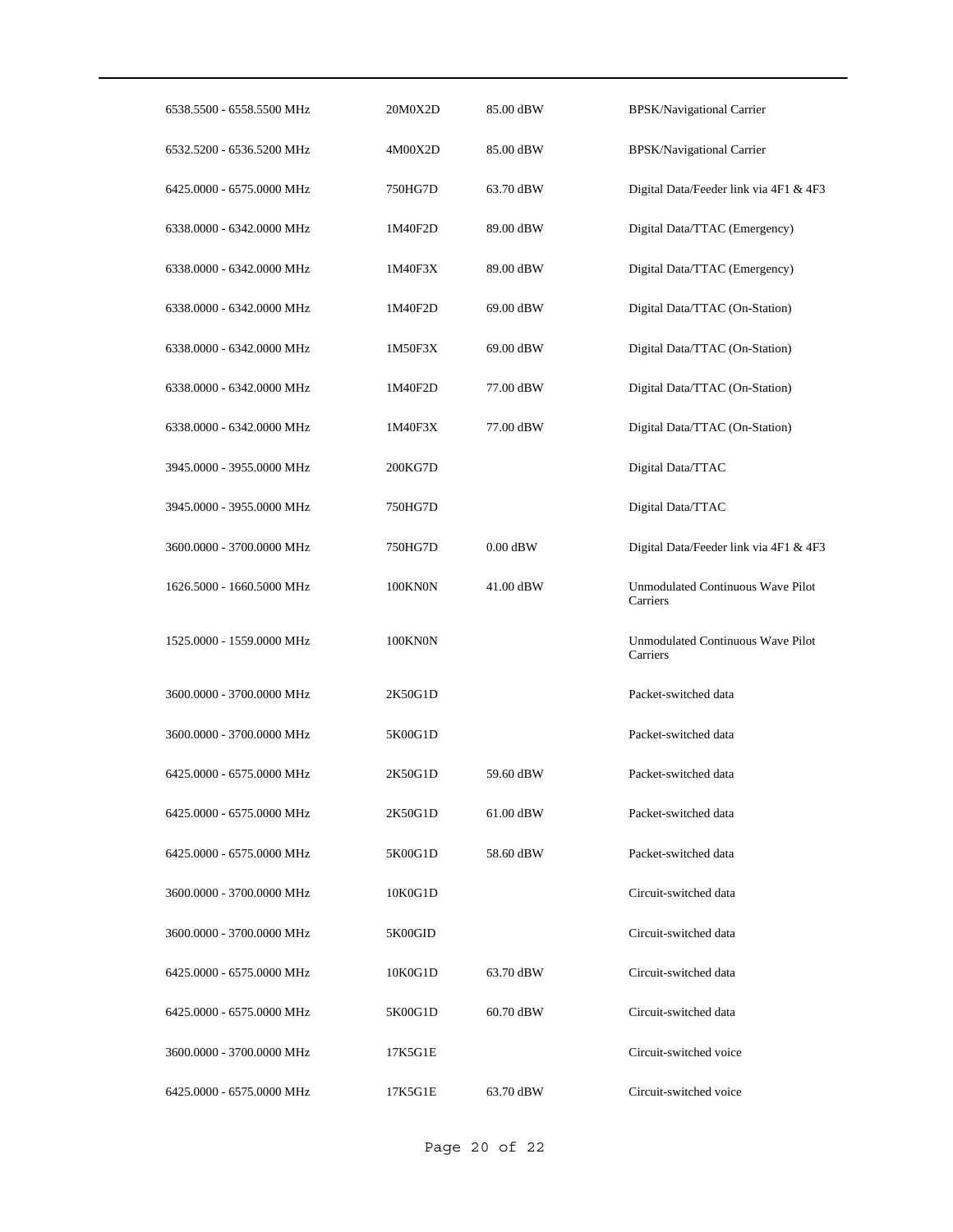| | | | |
|---|---|---|---|
| 6538.5500 - 6558.5500 MHz | 20M0X2D | 85.00 dBW | BPSK/Navigational Carrier |
| 6532.5200 - 6536.5200 MHz | 4M00X2D | 85.00 dBW | BPSK/Navigational Carrier |
| 6425.0000 - 6575.0000 MHz | 750HG7D | 63.70 dBW | Digital Data/Feeder link via 4F1 & 4F3 |
| 6338.0000 - 6342.0000 MHz | 1M40F2D | 89.00 dBW | Digital Data/TTAC (Emergency) |
| 6338.0000 - 6342.0000 MHz | 1M40F3X | 89.00 dBW | Digital Data/TTAC (Emergency) |
| 6338.0000 - 6342.0000 MHz | 1M40F2D | 69.00 dBW | Digital Data/TTAC (On-Station) |
| 6338.0000 - 6342.0000 MHz | 1M50F3X | 69.00 dBW | Digital Data/TTAC (On-Station) |
| 6338.0000 - 6342.0000 MHz | 1M40F2D | 77.00 dBW | Digital Data/TTAC (On-Station) |
| 6338.0000 - 6342.0000 MHz | 1M40F3X | 77.00 dBW | Digital Data/TTAC (On-Station) |
| 3945.0000 - 3955.0000 MHz | 200KG7D | | Digital Data/TTAC |
| 3945.0000 - 3955.0000 MHz | 750HG7D | | Digital Data/TTAC |
| 3600.0000 - 3700.0000 MHz | 750HG7D | 0.00 dBW | Digital Data/Feeder link via 4F1 & 4F3 |
| 1626.5000 - 1660.5000 MHz | 100KN0N | 41.00 dBW | Unmodulated Continuous Wave Pilot Carriers |
| 1525.0000 - 1559.0000 MHz | 100KN0N | | Unmodulated Continuous Wave Pilot Carriers |
| 3600.0000 - 3700.0000 MHz | 2K50G1D | | Packet-switched data |
| 3600.0000 - 3700.0000 MHz | 5K00G1D | | Packet-switched data |
| 6425.0000 - 6575.0000 MHz | 2K50G1D | 59.60 dBW | Packet-switched data |
| 6425.0000 - 6575.0000 MHz | 2K50G1D | 61.00 dBW | Packet-switched data |
| 6425.0000 - 6575.0000 MHz | 5K00G1D | 58.60 dBW | Packet-switched data |
| 3600.0000 - 3700.0000 MHz | 10K0G1D | | Circuit-switched data |
| 3600.0000 - 3700.0000 MHz | 5K00GID | | Circuit-switched data |
| 6425.0000 - 6575.0000 MHz | 10K0G1D | 63.70 dBW | Circuit-switched data |
| 6425.0000 - 6575.0000 MHz | 5K00G1D | 60.70 dBW | Circuit-switched data |
| 3600.0000 - 3700.0000 MHz | 17K5G1E | | Circuit-switched voice |
| 6425.0000 - 6575.0000 MHz | 17K5G1E | 63.70 dBW | Circuit-switched voice |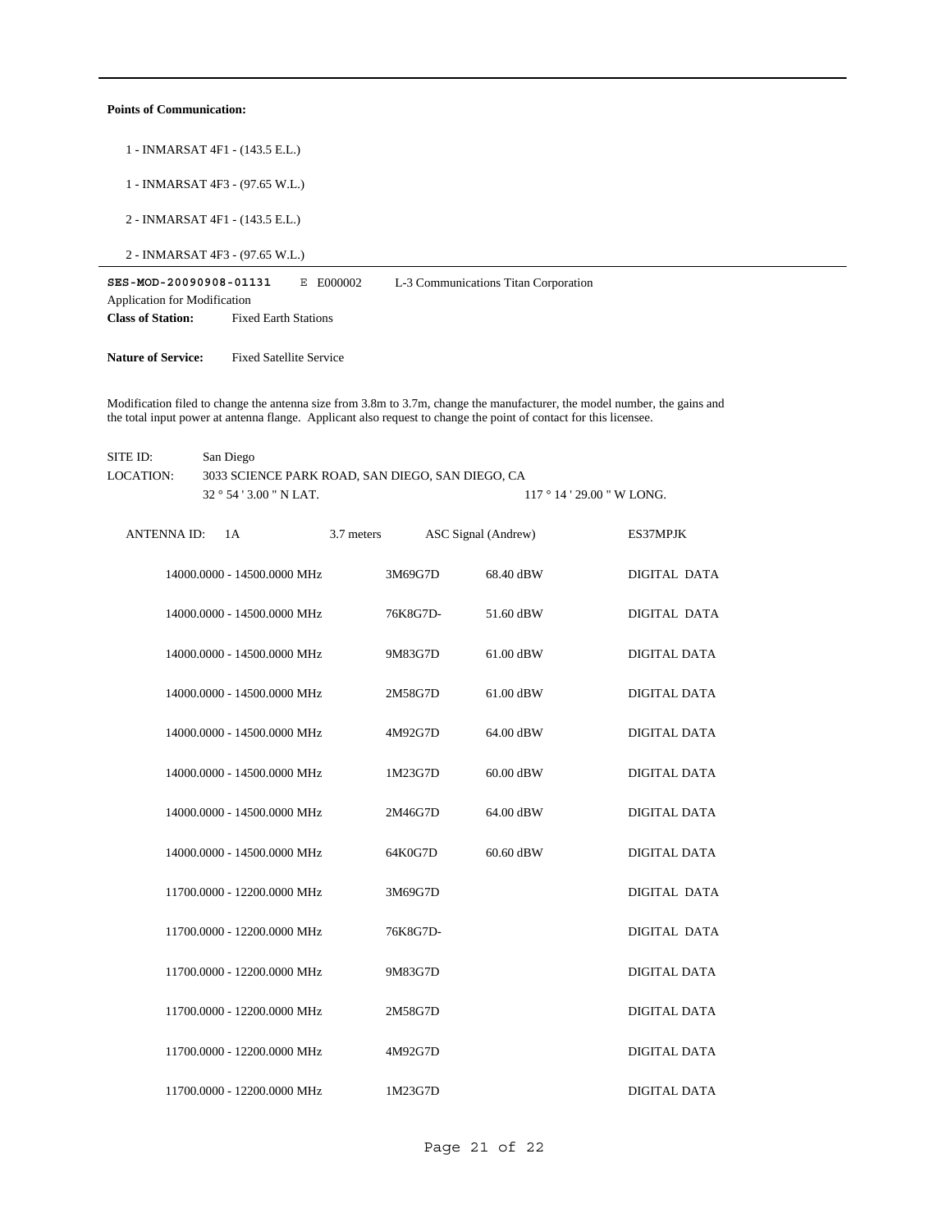**Points of Communication:**

1 - INMARSAT 4F1 - (143.5 E.L.)

1 - INMARSAT 4F3 - (97.65 W.L.)

2 - INMARSAT 4F1 - (143.5 E.L.)

2 - INMARSAT 4F3 - (97.65 W.L.)

---

**SES-MOD-20090908-01131** E E000002 L-3 Communications Titan Corporation

Application for Modification

**Class of Station:** Fixed Earth Stations

**Nature of Service:** Fixed Satellite Service

Modification filed to change the antenna size from 3.8m to 3.7m, change the manufacturer, the model number, the gains and the total input power at antenna flange. Applicant also request to change the point of contact for this licensee.

SITE ID: San Diego

LOCATION: 3033 SCIENCE PARK ROAD, SAN DIEGO, SAN DIEGO, CA

32 ° 54 ' 3.00 " N LAT. 117 ° 14 ' 29.00 " W LONG.

ANTENNA ID: 1A 3.7 meters ASC Signal (Andrew) ES37MPJK

| Frequency | Emission | Power | Type |
|---|---|---|---|
| 14000.0000 - 14500.0000 MHz | 3M69G7D | 68.40 dBW | DIGITAL DATA |
| 14000.0000 - 14500.0000 MHz | 76K8G7D- | 51.60 dBW | DIGITAL DATA |
| 14000.0000 - 14500.0000 MHz | 9M83G7D | 61.00 dBW | DIGITAL DATA |
| 14000.0000 - 14500.0000 MHz | 2M58G7D | 61.00 dBW | DIGITAL DATA |
| 14000.0000 - 14500.0000 MHz | 4M92G7D | 64.00 dBW | DIGITAL DATA |
| 14000.0000 - 14500.0000 MHz | 1M23G7D | 60.00 dBW | DIGITAL DATA |
| 14000.0000 - 14500.0000 MHz | 2M46G7D | 64.00 dBW | DIGITAL DATA |
| 14000.0000 - 14500.0000 MHz | 64K0G7D | 60.60 dBW | DIGITAL DATA |
| 11700.0000 - 12200.0000 MHz | 3M69G7D | | DIGITAL DATA |
| 11700.0000 - 12200.0000 MHz | 76K8G7D- | | DIGITAL DATA |
| 11700.0000 - 12200.0000 MHz | 9M83G7D | | DIGITAL DATA |
| 11700.0000 - 12200.0000 MHz | 2M58G7D | | DIGITAL DATA |
| 11700.0000 - 12200.0000 MHz | 4M92G7D | | DIGITAL DATA |
| 11700.0000 - 12200.0000 MHz | 1M23G7D | | DIGITAL DATA |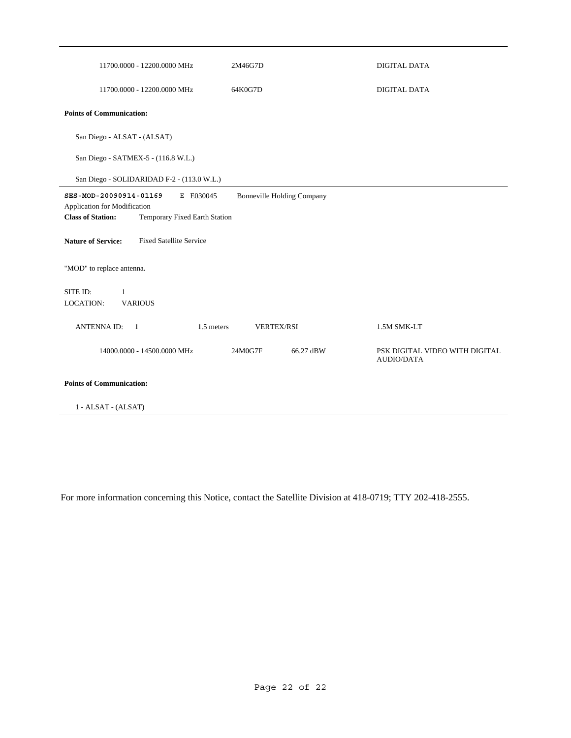| | | |
|---|---|---|
| 11700.0000 - 12200.0000 MHz | 2M46G7D | DIGITAL DATA |
| 11700.0000 - 12200.0000 MHz | 64K0G7D | DIGITAL DATA |

**Points of Communication:**

San Diego - ALSAT - (ALSAT)

San Diego - SATMEX-5 - (116.8 W.L.)

San Diego - SOLIDARIDAD F-2 - (113.0 W.L.)

---

**SES-MOD-20090914-01169** E E030045 Bonneville Holding Company

Application for Modification

**Class of Station:** Temporary Fixed Earth Station

**Nature of Service:** Fixed Satellite Service

"MOD" to replace antenna.

SITE ID: 1

LOCATION: VARIOUS

| | | | | |
|---|---|---|---|---|
| ANTENNA ID: 1 | 1.5 meters | VERTEX/RSI | | 1.5M SMK-LT |
| 14000.0000 - 14500.0000 MHz | | 24M0G7F | 66.27 dBW | PSK DIGITAL VIDEO WITH DIGITAL AUDIO/DATA |

**Points of Communication:**

1 - ALSAT - (ALSAT)

---

For more information concerning this Notice, contact the Satellite Division at 418-0719; TTY 202-418-2555.